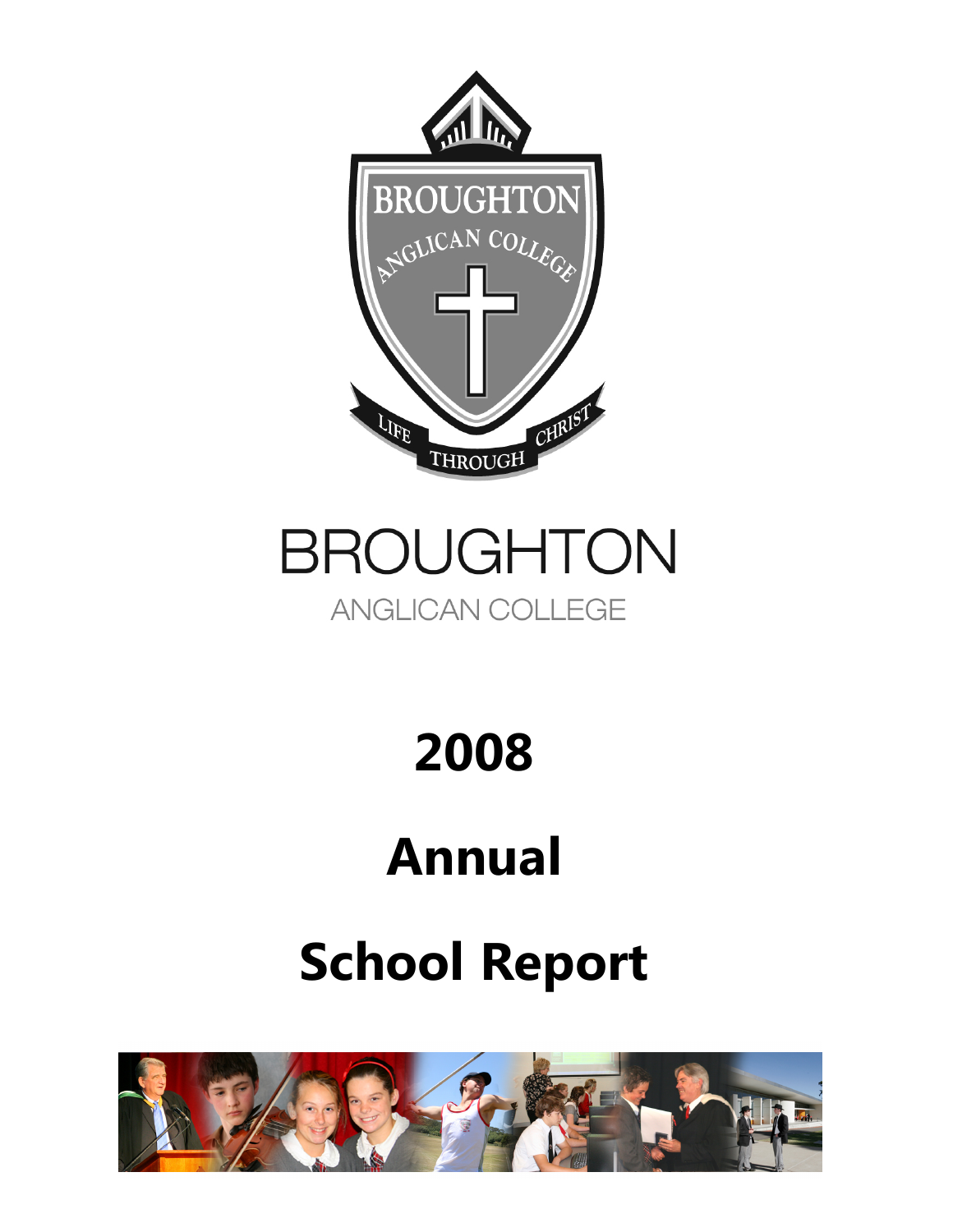# BROUGHTON

ANGLICAN COLLEGE

# 2008

# Annual

# School Report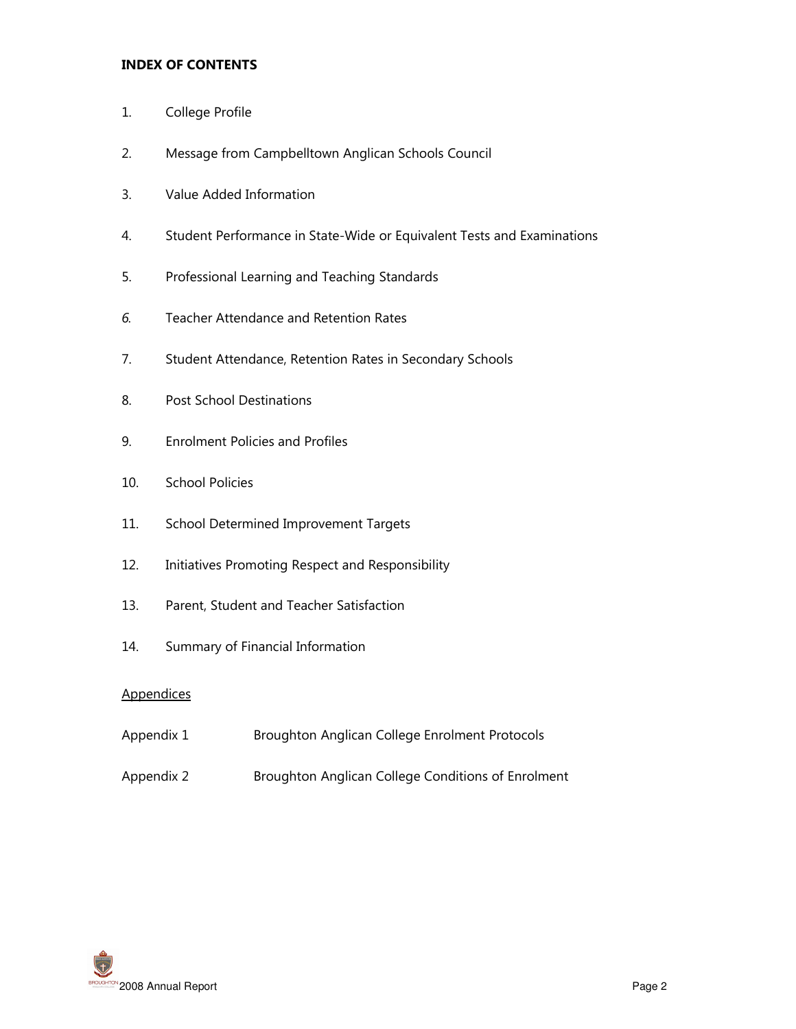**INDEX OF CONTENTS**

1. College Profile
2. Message from Campbelltown Anglican Schools Council
3. Value Added Information
4. Student Performance in State-Wide or Equivalent Tests and Examinations
5. Professional Learning and Teaching Standards
6. Teacher Attendance and Retention Rates
7. Student Attendance, Retention Rates in Secondary Schools
8. Post School Destinations
9. Enrolment Policies and Profiles
10. School Policies
11. School Determined Improvement Targets
12. Initiatives Promoting Respect and Responsibility
13. Parent, Student and Teacher Satisfaction
14. Summary of Financial Information

Appendices

Appendix 1 Broughton Anglican College Enrolment Protocols

Appendix 2 Broughton Anglican College Conditions of Enrolment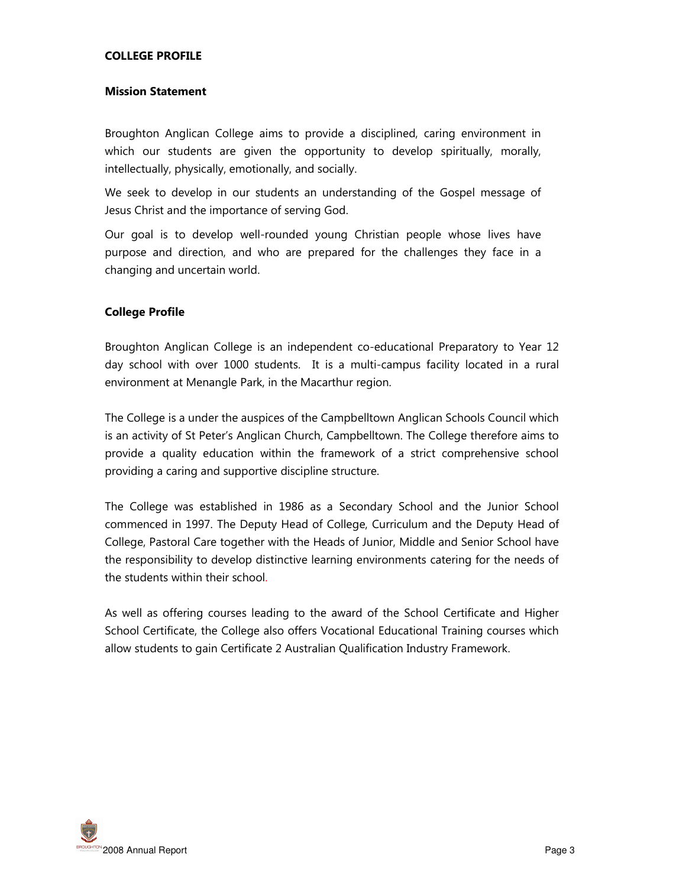## COLLEGE PROFILE

### Mission Statement

Broughton Anglican College aims to provide a disciplined, caring environment in which our students are given the opportunity to develop spiritually, morally, intellectually, physically, emotionally, and socially.

We seek to develop in our students an understanding of the Gospel message of Jesus Christ and the importance of serving God.

Our goal is to develop well-rounded young Christian people whose lives have purpose and direction, and who are prepared for the challenges they face in a changing and uncertain world.

### College Profile

Broughton Anglican College is an independent co-educational Preparatory to Year 12 day school with over 1000 students. It is a multi-campus facility located in a rural environment at Menangle Park, in the Macarthur region.

The College is a under the auspices of the Campbelltown Anglican Schools Council which is an activity of St Peter's Anglican Church, Campbelltown. The College therefore aims to provide a quality education within the framework of a strict comprehensive school providing a caring and supportive discipline structure.

The College was established in 1986 as a Secondary School and the Junior School commenced in 1997. The Deputy Head of College, Curriculum and the Deputy Head of College, Pastoral Care together with the Heads of Junior, Middle and Senior School have the responsibility to develop distinctive learning environments catering for the needs of the students within their school.

As well as offering courses leading to the award of the School Certificate and Higher School Certificate, the College also offers Vocational Educational Training courses which allow students to gain Certificate 2 Australian Qualification Industry Framework.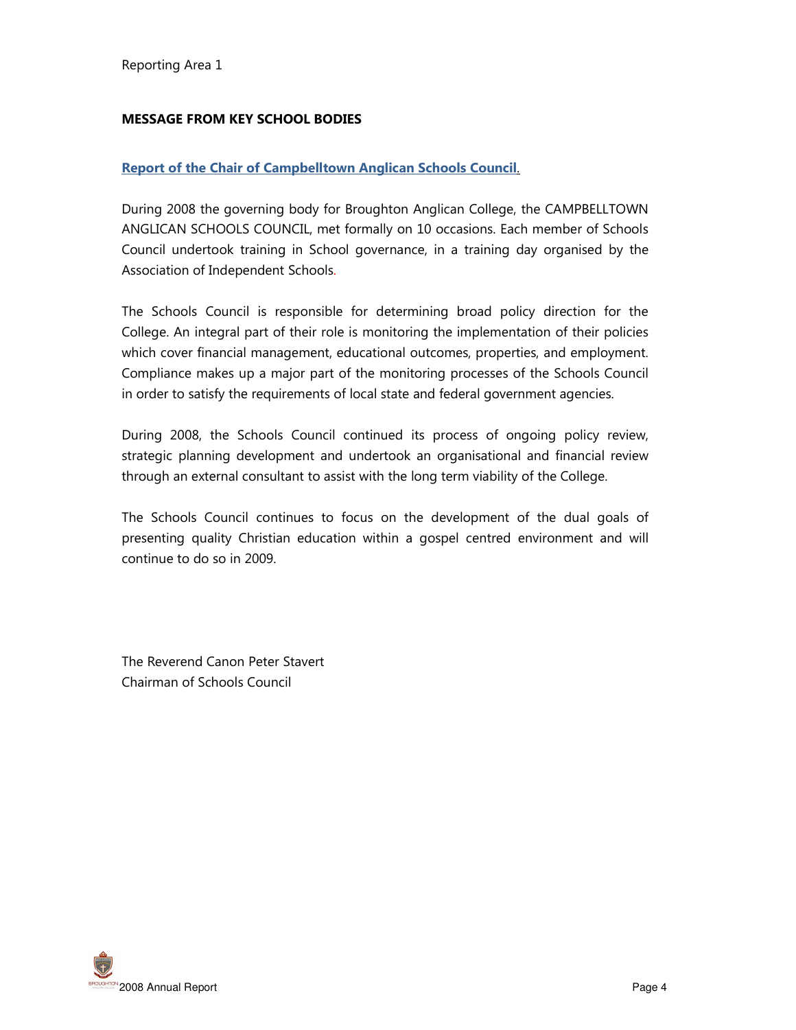Reporting Area 1

## MESSAGE FROM KEY SCHOOL BODIES

### Report of the Chair of Campbelltown Anglican Schools Council.

During 2008 the governing body for Broughton Anglican College, the CAMPBELLTOWN ANGLICAN SCHOOLS COUNCIL, met formally on 10 occasions. Each member of Schools Council undertook training in School governance, in a training day organised by the Association of Independent Schools.

The Schools Council is responsible for determining broad policy direction for the College. An integral part of their role is monitoring the implementation of their policies which cover financial management, educational outcomes, properties, and employment. Compliance makes up a major part of the monitoring processes of the Schools Council in order to satisfy the requirements of local state and federal government agencies.

During 2008, the Schools Council continued its process of ongoing policy review, strategic planning development and undertook an organisational and financial review through an external consultant to assist with the long term viability of the College.

The Schools Council continues to focus on the development of the dual goals of presenting quality Christian education within a gospel centred environment and will continue to do so in 2009.

The Reverend Canon Peter Stavert
Chairman of Schools Council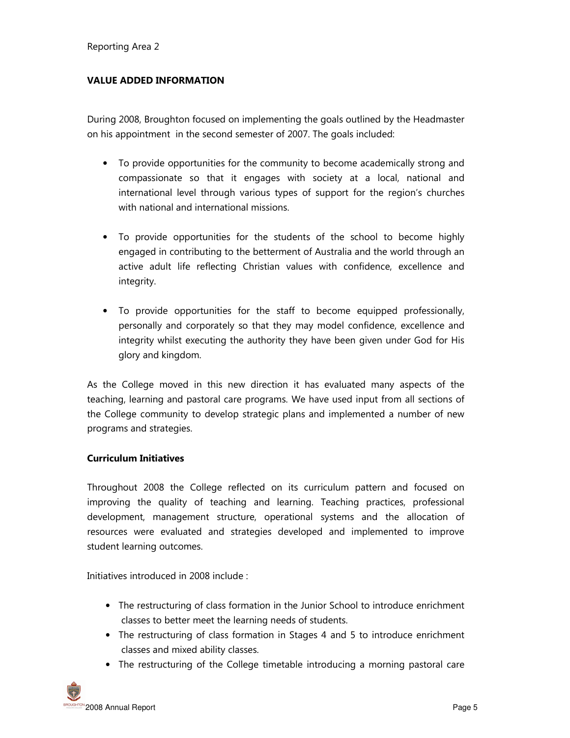Reporting Area 2

## VALUE ADDED INFORMATION

During 2008, Broughton focused on implementing the goals outlined by the Headmaster on his appointment in the second semester of 2007. The goals included:

- To provide opportunities for the community to become academically strong and compassionate so that it engages with society at a local, national and international level through various types of support for the region's churches with national and international missions.
- To provide opportunities for the students of the school to become highly engaged in contributing to the betterment of Australia and the world through an active adult life reflecting Christian values with confidence, excellence and integrity.
- To provide opportunities for the staff to become equipped professionally, personally and corporately so that they may model confidence, excellence and integrity whilst executing the authority they have been given under God for His glory and kingdom.

As the College moved in this new direction it has evaluated many aspects of the teaching, learning and pastoral care programs. We have used input from all sections of the College community to develop strategic plans and implemented a number of new programs and strategies.

### Curriculum Initiatives

Throughout 2008 the College reflected on its curriculum pattern and focused on improving the quality of teaching and learning. Teaching practices, professional development, management structure, operational systems and the allocation of resources were evaluated and strategies developed and implemented to improve student learning outcomes.

Initiatives introduced in 2008 include :

- The restructuring of class formation in the Junior School to introduce enrichment classes to better meet the learning needs of students.
- The restructuring of class formation in Stages 4 and 5 to introduce enrichment classes and mixed ability classes.
- The restructuring of the College timetable introducing a morning pastoral care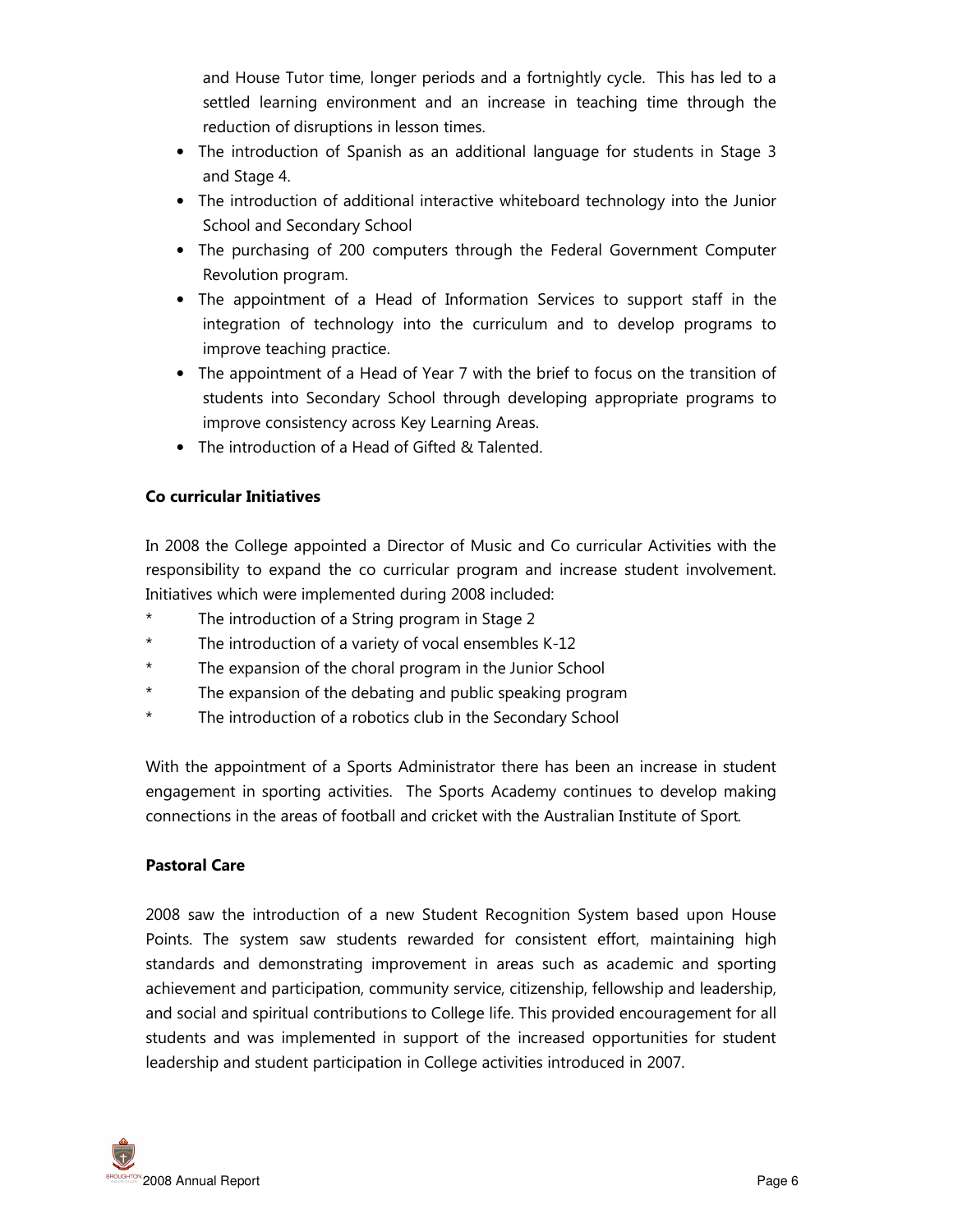and House Tutor time, longer periods and a fortnightly cycle. This has led to a settled learning environment and an increase in teaching time through the reduction of disruptions in lesson times.

- The introduction of Spanish as an additional language for students in Stage 3 and Stage 4.
- The introduction of additional interactive whiteboard technology into the Junior School and Secondary School
- The purchasing of 200 computers through the Federal Government Computer Revolution program.
- The appointment of a Head of Information Services to support staff in the integration of technology into the curriculum and to develop programs to improve teaching practice.
- The appointment of a Head of Year 7 with the brief to focus on the transition of students into Secondary School through developing appropriate programs to improve consistency across Key Learning Areas.
- The introduction of a Head of Gifted & Talented.

**Co curricular Initiatives**

In 2008 the College appointed a Director of Music and Co curricular Activities with the responsibility to expand the co curricular program and increase student involvement. Initiatives which were implemented during 2008 included:

* The introduction of a String program in Stage 2
* The introduction of a variety of vocal ensembles K-12
* The expansion of the choral program in the Junior School
* The expansion of the debating and public speaking program
* The introduction of a robotics club in the Secondary School

With the appointment of a Sports Administrator there has been an increase in student engagement in sporting activities. The Sports Academy continues to develop making connections in the areas of football and cricket with the Australian Institute of Sport.

**Pastoral Care**

2008 saw the introduction of a new Student Recognition System based upon House Points. The system saw students rewarded for consistent effort, maintaining high standards and demonstrating improvement in areas such as academic and sporting achievement and participation, community service, citizenship, fellowship and leadership, and social and spiritual contributions to College life. This provided encouragement for all students and was implemented in support of the increased opportunities for student leadership and student participation in College activities introduced in 2007.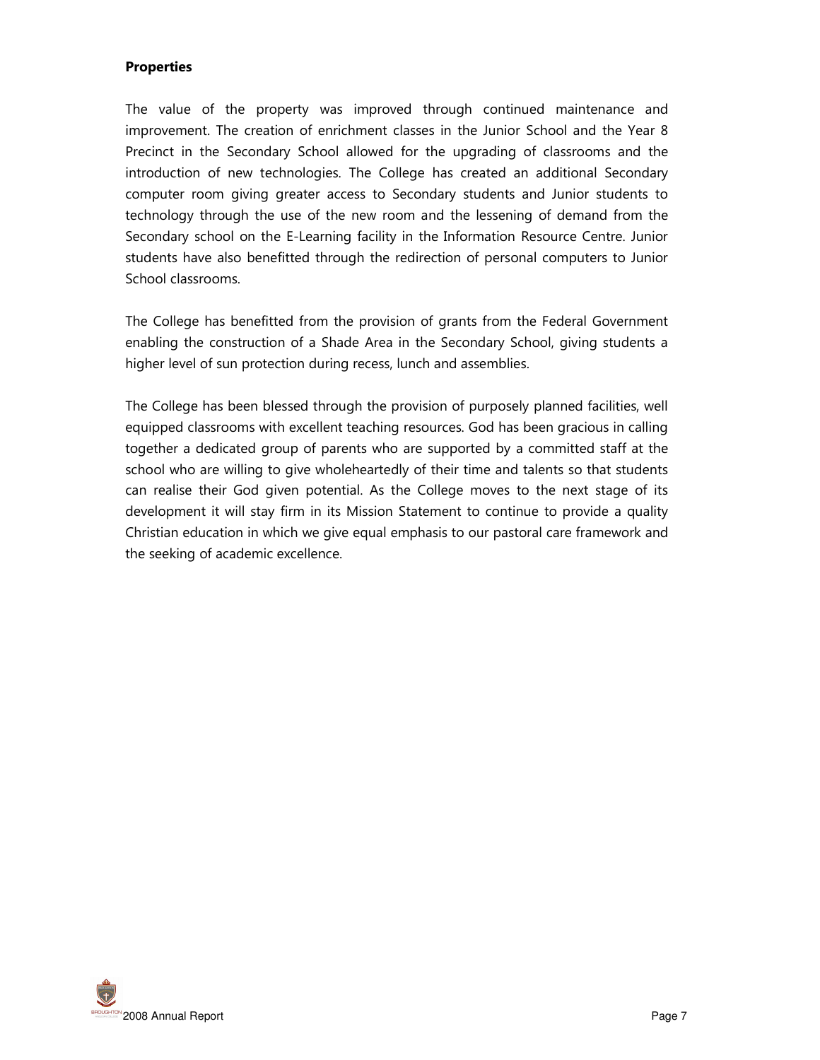**Properties**

The value of the property was improved through continued maintenance and improvement. The creation of enrichment classes in the Junior School and the Year 8 Precinct in the Secondary School allowed for the upgrading of classrooms and the introduction of new technologies. The College has created an additional Secondary computer room giving greater access to Secondary students and Junior students to technology through the use of the new room and the lessening of demand from the Secondary school on the E-Learning facility in the Information Resource Centre. Junior students have also benefitted through the redirection of personal computers to Junior School classrooms.

The College has benefitted from the provision of grants from the Federal Government enabling the construction of a Shade Area in the Secondary School, giving students a higher level of sun protection during recess, lunch and assemblies.

The College has been blessed through the provision of purposely planned facilities, well equipped classrooms with excellent teaching resources. God has been gracious in calling together a dedicated group of parents who are supported by a committed staff at the school who are willing to give wholeheartedly of their time and talents so that students can realise their God given potential. As the College moves to the next stage of its development it will stay firm in its Mission Statement to continue to provide a quality Christian education in which we give equal emphasis to our pastoral care framework and the seeking of academic excellence.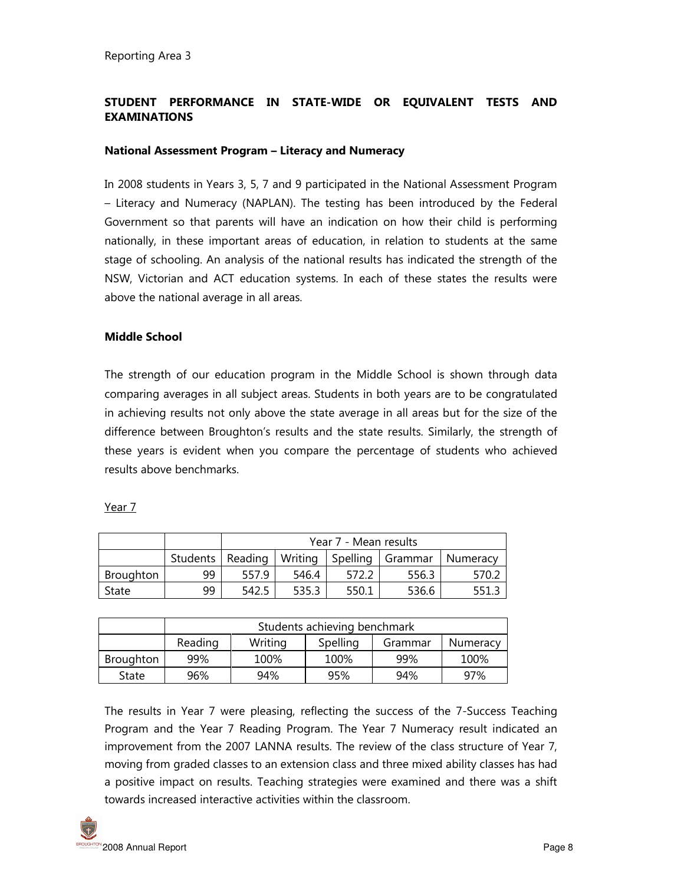Reporting Area 3

## STUDENT PERFORMANCE IN STATE-WIDE OR EQUIVALENT TESTS AND EXAMINATIONS

### National Assessment Program – Literacy and Numeracy

In 2008 students in Years 3, 5, 7 and 9 participated in the National Assessment Program – Literacy and Numeracy (NAPLAN). The testing has been introduced by the Federal Government so that parents will have an indication on how their child is performing nationally, in these important areas of education, in relation to students at the same stage of schooling. An analysis of the national results has indicated the strength of the NSW, Victorian and ACT education systems. In each of these states the results were above the national average in all areas.

### Middle School

The strength of our education program in the Middle School is shown through data comparing averages in all subject areas. Students in both years are to be congratulated in achieving results not only above the state average in all areas but for the size of the difference between Broughton's results and the state results. Similarly, the strength of these years is evident when you compare the percentage of students who achieved results above benchmarks.

Year 7

| | | Year 7 - Mean results | | | | |
|---|---|---|---|---|---|---|
| | Students | Reading | Writing | Spelling | Grammar | Numeracy |
| Broughton | 99 | 557.9 | 546.4 | 572.2 | 556.3 | 570.2 |
| State | 99 | 542.5 | 535.3 | 550.1 | 536.6 | 551.3 |

| | Students achieving benchmark | | | | |
|---|---|---|---|---|---|
| | Reading | Writing | Spelling | Grammar | Numeracy |
| Broughton | 99% | 100% | 100% | 99% | 100% |
| State | 96% | 94% | 95% | 94% | 97% |

The results in Year 7 were pleasing, reflecting the success of the 7-Success Teaching Program and the Year 7 Reading Program. The Year 7 Numeracy result indicated an improvement from the 2007 LANNA results. The review of the class structure of Year 7, moving from graded classes to an extension class and three mixed ability classes has had a positive impact on results. Teaching strategies were examined and there was a shift towards increased interactive activities within the classroom.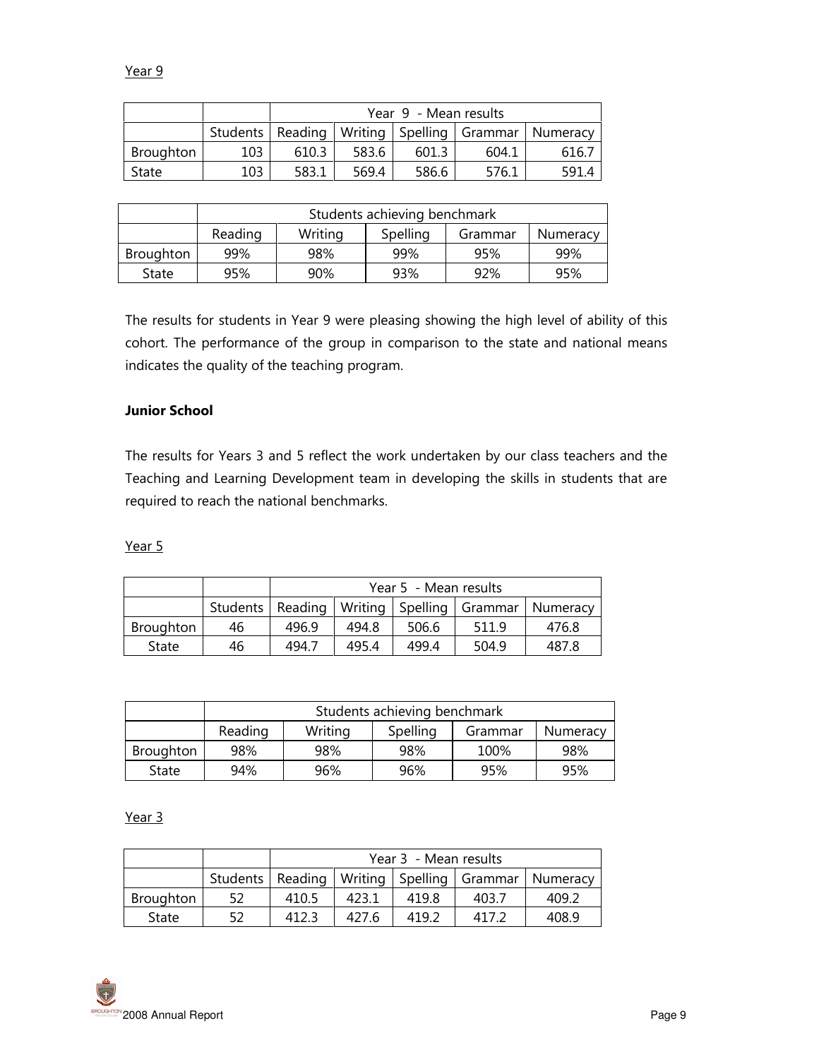Year 9

| | | Year 9 - Mean results | | | | |
|---|---|---|---|---|---|---|
| | Students | Reading | Writing | Spelling | Grammar | Numeracy |
| Broughton | 103 | 610.3 | 583.6 | 601.3 | 604.1 | 616.7 |
| State | 103 | 583.1 | 569.4 | 586.6 | 576.1 | 591.4 |

| | Students achieving benchmark | | | | |
|---|---|---|---|---|---|
| | Reading | Writing | Spelling | Grammar | Numeracy |
| Broughton | 99% | 98% | 99% | 95% | 99% |
| State | 95% | 90% | 93% | 92% | 95% |

The results for students in Year 9 were pleasing showing the high level of ability of this cohort. The performance of the group in comparison to the state and national means indicates the quality of the teaching program.

**Junior School**

The results for Years 3 and 5 reflect the work undertaken by our class teachers and the Teaching and Learning Development team in developing the skills in students that are required to reach the national benchmarks.

Year 5

| | | Year 5 - Mean results | | | | |
|---|---|---|---|---|---|---|
| | Students | Reading | Writing | Spelling | Grammar | Numeracy |
| Broughton | 46 | 496.9 | 494.8 | 506.6 | 511.9 | 476.8 |
| State | 46 | 494.7 | 495.4 | 499.4 | 504.9 | 487.8 |

| | Students achieving benchmark | | | | |
|---|---|---|---|---|---|
| | Reading | Writing | Spelling | Grammar | Numeracy |
| Broughton | 98% | 98% | 98% | 100% | 98% |
| State | 94% | 96% | 96% | 95% | 95% |

Year 3

| | | Year 3 - Mean results | | | | |
|---|---|---|---|---|---|---|
| | Students | Reading | Writing | Spelling | Grammar | Numeracy |
| Broughton | 52 | 410.5 | 423.1 | 419.8 | 403.7 | 409.2 |
| State | 52 | 412.3 | 427.6 | 419.2 | 417.2 | 408.9 |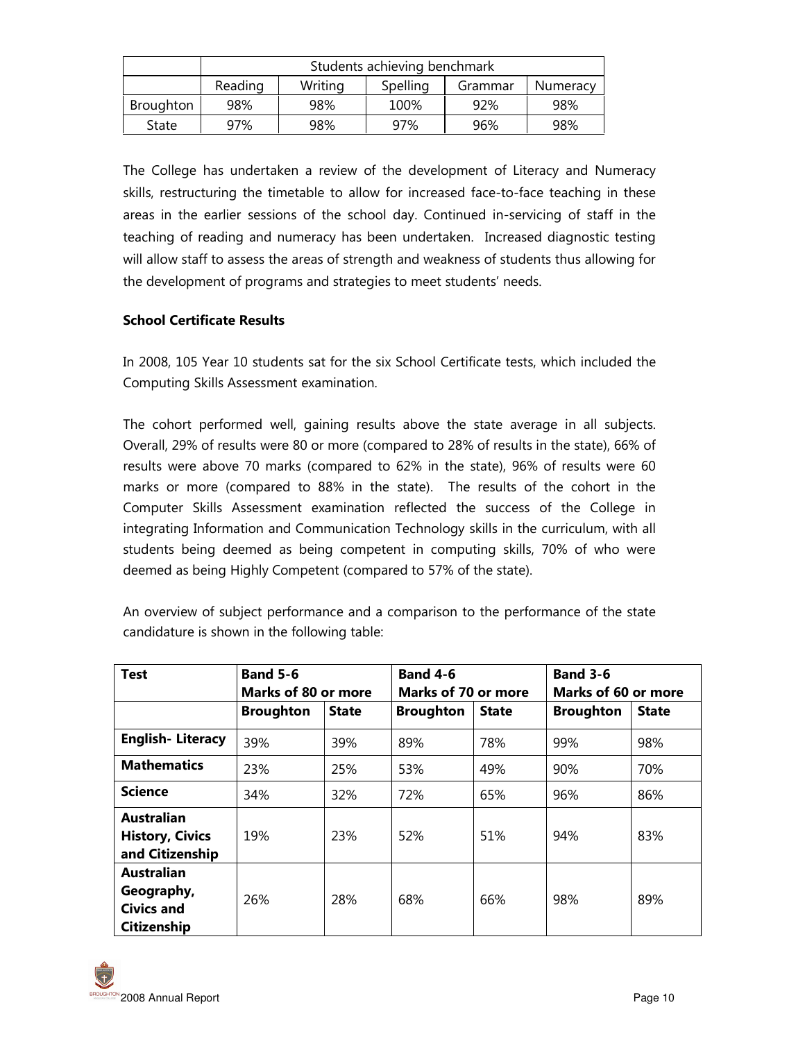| | Students achieving benchmark | | | | |
|---|---|---|---|---|---|
| | Reading | Writing | Spelling | Grammar | Numeracy |
| Broughton | 98% | 98% | 100% | 92% | 98% |
| State | 97% | 98% | 97% | 96% | 98% |

The College has undertaken a review of the development of Literacy and Numeracy skills, restructuring the timetable to allow for increased face-to-face teaching in these areas in the earlier sessions of the school day. Continued in-servicing of staff in the teaching of reading and numeracy has been undertaken. Increased diagnostic testing will allow staff to assess the areas of strength and weakness of students thus allowing for the development of programs and strategies to meet students' needs.

**School Certificate Results**

In 2008, 105 Year 10 students sat for the six School Certificate tests, which included the Computing Skills Assessment examination.

The cohort performed well, gaining results above the state average in all subjects. Overall, 29% of results were 80 or more (compared to 28% of results in the state), 66% of results were above 70 marks (compared to 62% in the state), 96% of results were 60 marks or more (compared to 88% in the state). The results of the cohort in the Computer Skills Assessment examination reflected the success of the College in integrating Information and Communication Technology skills in the curriculum, with all students being deemed as being competent in computing skills, 70% of who were deemed as being Highly Competent (compared to 57% of the state).

An overview of subject performance and a comparison to the performance of the state candidature is shown in the following table:

| **Test** | **Band 5-6 Marks of 80 or more** | | **Band 4-6 Marks of 70 or more** | | **Band 3-6 Marks of 60 or more** | |
|---|---|---|---|---|---|---|
| | **Broughton** | **State** | **Broughton** | **State** | **Broughton** | **State** |
| **English- Literacy** | 39% | 39% | 89% | 78% | 99% | 98% |
| **Mathematics** | 23% | 25% | 53% | 49% | 90% | 70% |
| **Science** | 34% | 32% | 72% | 65% | 96% | 86% |
| **Australian History, Civics and Citizenship** | 19% | 23% | 52% | 51% | 94% | 83% |
| **Australian Geography, Civics and Citizenship** | 26% | 28% | 68% | 66% | 98% | 89% |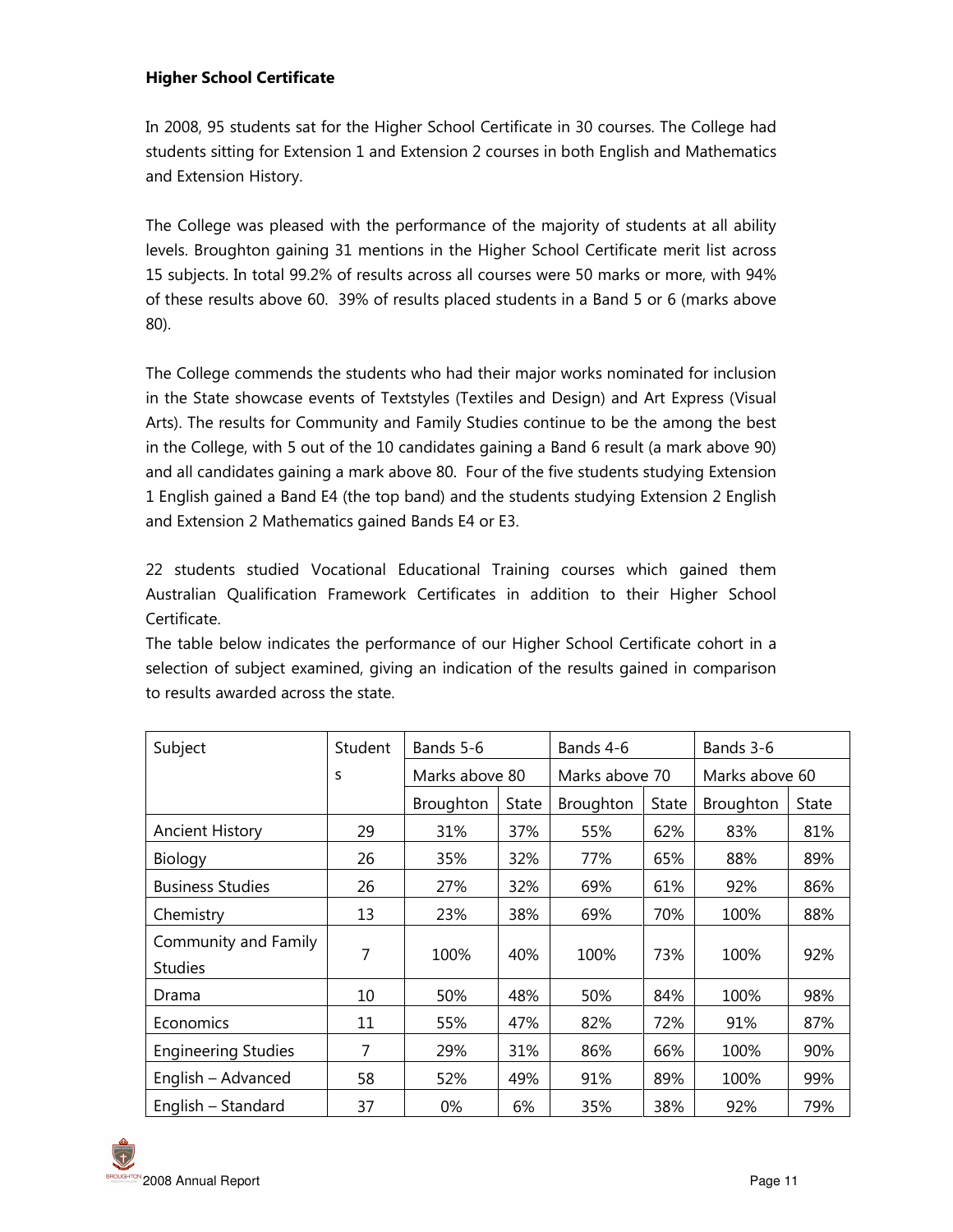**Higher School Certificate**

In 2008, 95 students sat for the Higher School Certificate in 30 courses. The College had students sitting for Extension 1 and Extension 2 courses in both English and Mathematics and Extension History.

The College was pleased with the performance of the majority of students at all ability levels. Broughton gaining 31 mentions in the Higher School Certificate merit list across 15 subjects. In total 99.2% of results across all courses were 50 marks or more, with 94% of these results above 60. 39% of results placed students in a Band 5 or 6 (marks above 80).

The College commends the students who had their major works nominated for inclusion in the State showcase events of Textstyles (Textiles and Design) and Art Express (Visual Arts). The results for Community and Family Studies continue to be the among the best in the College, with 5 out of the 10 candidates gaining a Band 6 result (a mark above 90) and all candidates gaining a mark above 80. Four of the five students studying Extension 1 English gained a Band E4 (the top band) and the students studying Extension 2 English and Extension 2 Mathematics gained Bands E4 or E3.

22 students studied Vocational Educational Training courses which gained them Australian Qualification Framework Certificates in addition to their Higher School Certificate.
The table below indicates the performance of our Higher School Certificate cohort in a selection of subject examined, giving an indication of the results gained in comparison to results awarded across the state.

| Subject | Students | Bands 5-6 Marks above 80 | | Bands 4-6 Marks above 70 | | Bands 3-6 Marks above 60 | |
|---|---|---|---|---|---|---|---|
| | | Broughton | State | Broughton | State | Broughton | State |
| Ancient History | 29 | 31% | 37% | 55% | 62% | 83% | 81% |
| Biology | 26 | 35% | 32% | 77% | 65% | 88% | 89% |
| Business Studies | 26 | 27% | 32% | 69% | 61% | 92% | 86% |
| Chemistry | 13 | 23% | 38% | 69% | 70% | 100% | 88% |
| Community and Family Studies | 7 | 100% | 40% | 100% | 73% | 100% | 92% |
| Drama | 10 | 50% | 48% | 50% | 84% | 100% | 98% |
| Economics | 11 | 55% | 47% | 82% | 72% | 91% | 87% |
| Engineering Studies | 7 | 29% | 31% | 86% | 66% | 100% | 90% |
| English – Advanced | 58 | 52% | 49% | 91% | 89% | 100% | 99% |
| English – Standard | 37 | 0% | 6% | 35% | 38% | 92% | 79% |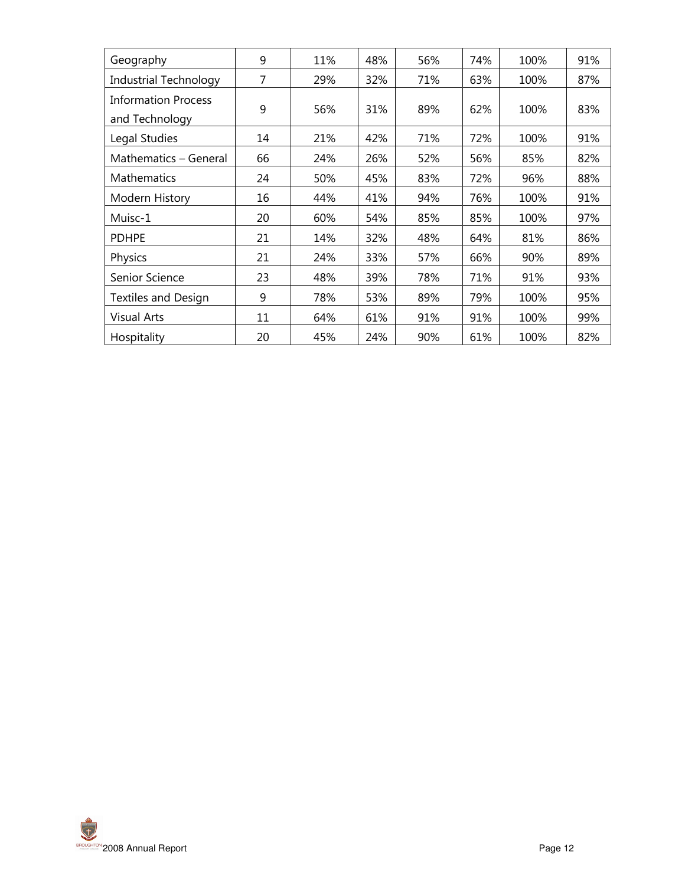| | | | | | | | |
|---|---|---|---|---|---|---|---|
| Geography | 9 | 11% | 48% | 56% | 74% | 100% | 91% |
| Industrial Technology | 7 | 29% | 32% | 71% | 63% | 100% | 87% |
| Information Process and Technology | 9 | 56% | 31% | 89% | 62% | 100% | 83% |
| Legal Studies | 14 | 21% | 42% | 71% | 72% | 100% | 91% |
| Mathematics – General | 66 | 24% | 26% | 52% | 56% | 85% | 82% |
| Mathematics | 24 | 50% | 45% | 83% | 72% | 96% | 88% |
| Modern History | 16 | 44% | 41% | 94% | 76% | 100% | 91% |
| Muisc-1 | 20 | 60% | 54% | 85% | 85% | 100% | 97% |
| PDHPE | 21 | 14% | 32% | 48% | 64% | 81% | 86% |
| Physics | 21 | 24% | 33% | 57% | 66% | 90% | 89% |
| Senior Science | 23 | 48% | 39% | 78% | 71% | 91% | 93% |
| Textiles and Design | 9 | 78% | 53% | 89% | 79% | 100% | 95% |
| Visual Arts | 11 | 64% | 61% | 91% | 91% | 100% | 99% |
| Hospitality | 20 | 45% | 24% | 90% | 61% | 100% | 82% |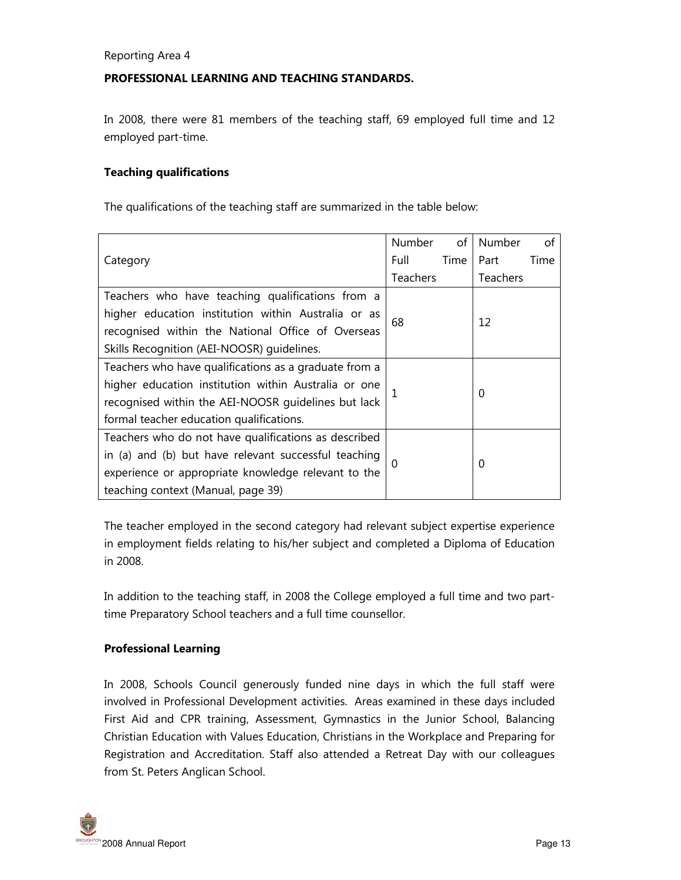Reporting Area 4

**PROFESSIONAL LEARNING AND TEACHING STANDARDS.**

In 2008, there were 81 members of the teaching staff, 69 employed full time and 12 employed part-time.

**Teaching qualifications**

The qualifications of the teaching staff are summarized in the table below:

| Category | Number of Full Time Teachers | Number of Part Time Teachers |
|---|---|---|
| Teachers who have teaching qualifications from a higher education institution within Australia or as recognised within the National Office of Overseas Skills Recognition (AEI-NOOSR) guidelines. | 68 | 12 |
| Teachers who have qualifications as a graduate from a higher education institution within Australia or one recognised within the AEI-NOOSR guidelines but lack formal teacher education qualifications. | 1 | 0 |
| Teachers who do not have qualifications as described in (a) and (b) but have relevant successful teaching experience or appropriate knowledge relevant to the teaching context (Manual, page 39) | 0 | 0 |

The teacher employed in the second category had relevant subject expertise experience in employment fields relating to his/her subject and completed a Diploma of Education in 2008.

In addition to the teaching staff, in 2008 the College employed a full time and two part-time Preparatory School teachers and a full time counsellor.

**Professional Learning**

In 2008, Schools Council generously funded nine days in which the full staff were involved in Professional Development activities. Areas examined in these days included First Aid and CPR training, Assessment, Gymnastics in the Junior School, Balancing Christian Education with Values Education, Christians in the Workplace and Preparing for Registration and Accreditation. Staff also attended a Retreat Day with our colleagues from St. Peters Anglican School.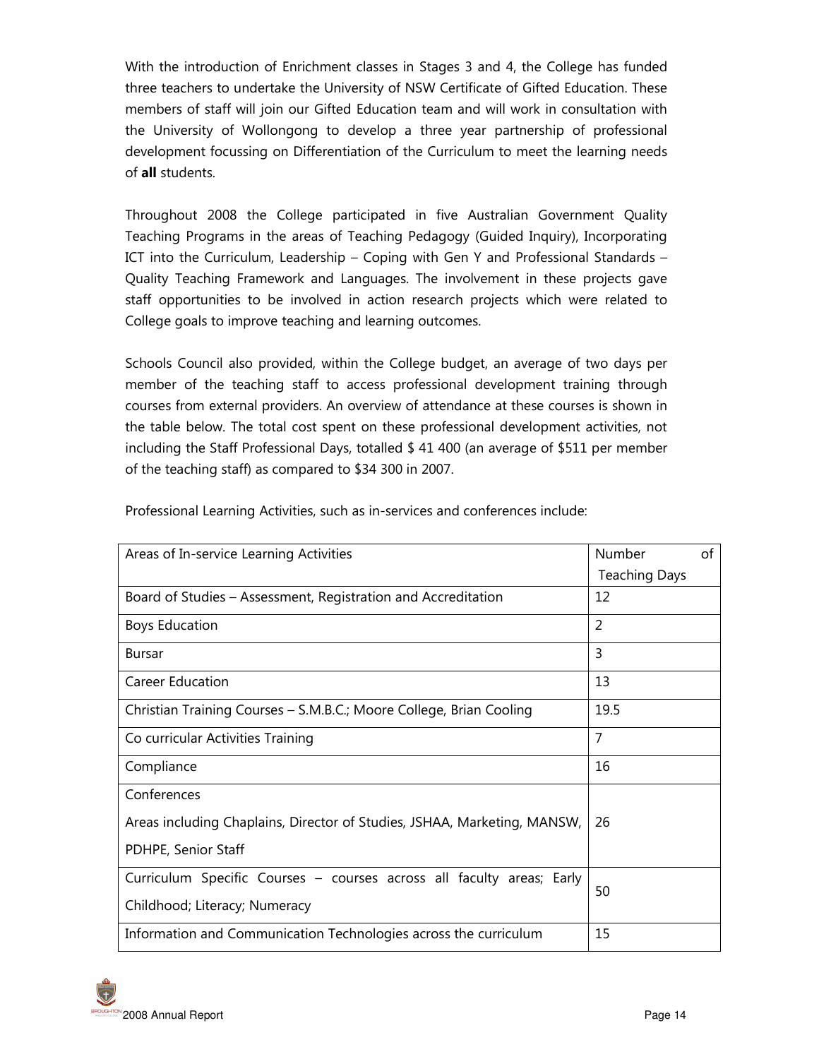With the introduction of Enrichment classes in Stages 3 and 4, the College has funded three teachers to undertake the University of NSW Certificate of Gifted Education. These members of staff will join our Gifted Education team and will work in consultation with the University of Wollongong to develop a three year partnership of professional development focussing on Differentiation of the Curriculum to meet the learning needs of **all** students.

Throughout 2008 the College participated in five Australian Government Quality Teaching Programs in the areas of Teaching Pedagogy (Guided Inquiry), Incorporating ICT into the Curriculum, Leadership – Coping with Gen Y and Professional Standards – Quality Teaching Framework and Languages. The involvement in these projects gave staff opportunities to be involved in action research projects which were related to College goals to improve teaching and learning outcomes.

Schools Council also provided, within the College budget, an average of two days per member of the teaching staff to access professional development training through courses from external providers. An overview of attendance at these courses is shown in the table below. The total cost spent on these professional development activities, not including the Staff Professional Days, totalled $ 41 400 (an average of $511 per member of the teaching staff) as compared to $34 300 in 2007.

Professional Learning Activities, such as in-services and conferences include:

| Areas of In-service Learning Activities | Number of Teaching Days |
|---|---|
| Board of Studies – Assessment, Registration and Accreditation | 12 |
| Boys Education | 2 |
| Bursar | 3 |
| Career Education | 13 |
| Christian Training Courses – S.M.B.C.; Moore College, Brian Cooling | 19.5 |
| Co curricular Activities Training | 7 |
| Compliance | 16 |
| Conferences<br>Areas including Chaplains, Director of Studies, JSHAA, Marketing, MANSW, PDHPE, Senior Staff | 26 |
| Curriculum Specific Courses – courses across all faculty areas; Early Childhood; Literacy; Numeracy | 50 |
| Information and Communication Technologies across the curriculum | 15 |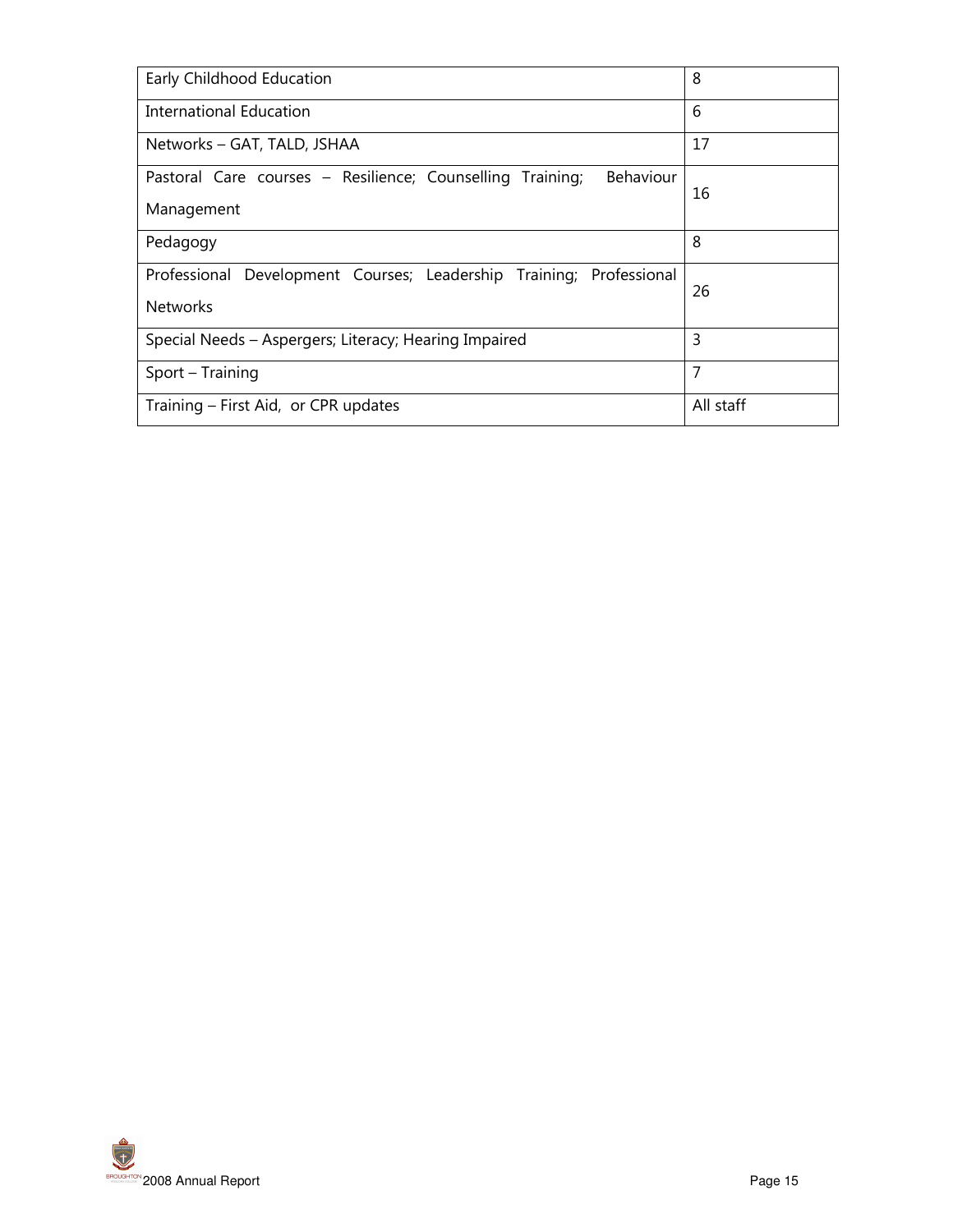| | |
|---|---|
| Early Childhood Education | 8 |
| International Education | 6 |
| Networks – GAT, TALD, JSHAA | 17 |
| Pastoral Care courses – Resilience; Counselling Training; Behaviour Management | 16 |
| Pedagogy | 8 |
| Professional Development Courses; Leadership Training; Professional Networks | 26 |
| Special Needs – Aspergers; Literacy; Hearing Impaired | 3 |
| Sport – Training | 7 |
| Training – First Aid, or CPR updates | All staff |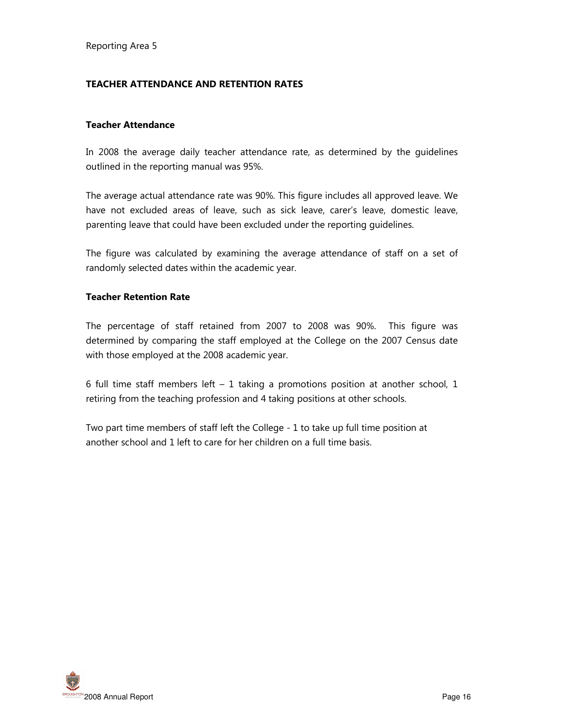Reporting Area 5

## TEACHER ATTENDANCE AND RETENTION RATES

### Teacher Attendance

In 2008 the average daily teacher attendance rate, as determined by the guidelines outlined in the reporting manual was 95%.

The average actual attendance rate was 90%. This figure includes all approved leave. We have not excluded areas of leave, such as sick leave, carer's leave, domestic leave, parenting leave that could have been excluded under the reporting guidelines.

The figure was calculated by examining the average attendance of staff on a set of randomly selected dates within the academic year.

### Teacher Retention Rate

The percentage of staff retained from 2007 to 2008 was 90%. This figure was determined by comparing the staff employed at the College on the 2007 Census date with those employed at the 2008 academic year.

6 full time staff members left – 1 taking a promotions position at another school, 1 retiring from the teaching profession and 4 taking positions at other schools.

Two part time members of staff left the College - 1 to take up full time position at another school and 1 left to care for her children on a full time basis.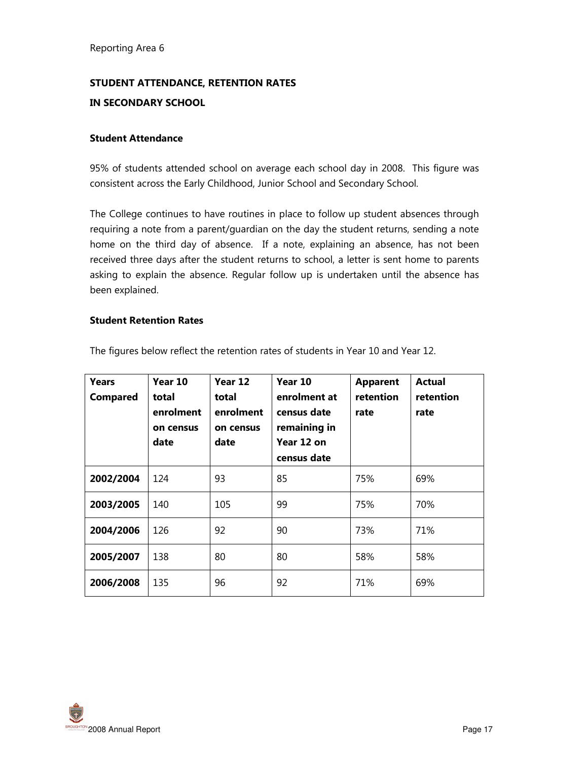Reporting Area 6

## STUDENT ATTENDANCE, RETENTION RATES IN SECONDARY SCHOOL

### Student Attendance

95% of students attended school on average each school day in 2008. This figure was consistent across the Early Childhood, Junior School and Secondary School.

The College continues to have routines in place to follow up student absences through requiring a note from a parent/guardian on the day the student returns, sending a note home on the third day of absence. If a note, explaining an absence, has not been received three days after the student returns to school, a letter is sent home to parents asking to explain the absence. Regular follow up is undertaken until the absence has been explained.

### Student Retention Rates

The figures below reflect the retention rates of students in Year 10 and Year 12.

| Years Compared | Year 10 total enrolment on census date | Year 12 total enrolment on census date | Year 10 enrolment at census date remaining in Year 12 on census date | Apparent retention rate | Actual retention rate |
|---|---|---|---|---|---|
| **2002/2004** | 124 | 93 | 85 | 75% | 69% |
| **2003/2005** | 140 | 105 | 99 | 75% | 70% |
| **2004/2006** | 126 | 92 | 90 | 73% | 71% |
| **2005/2007** | 138 | 80 | 80 | 58% | 58% |
| **2006/2008** | 135 | 96 | 92 | 71% | 69% |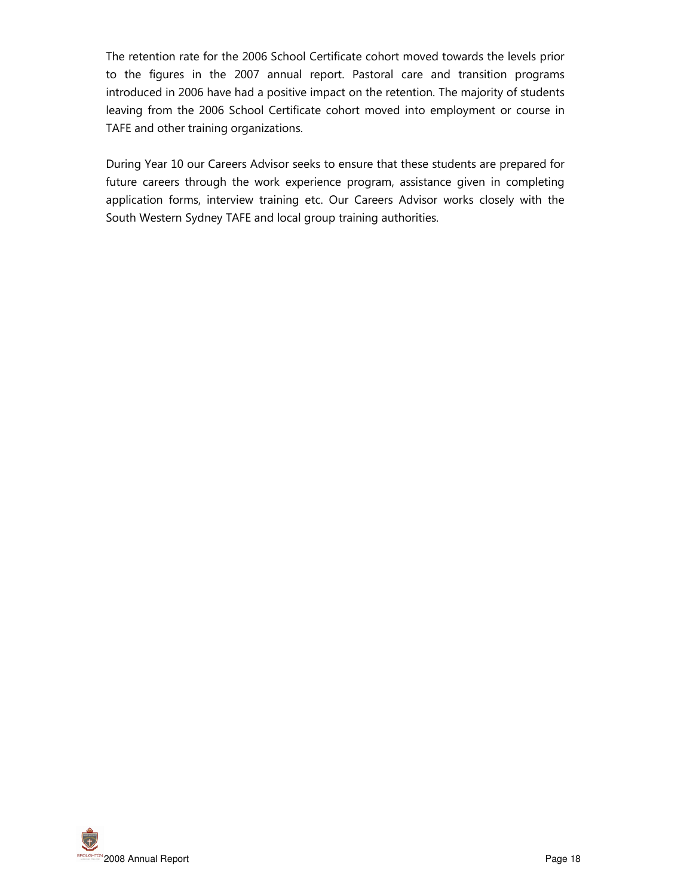The retention rate for the 2006 School Certificate cohort moved towards the levels prior to the figures in the 2007 annual report. Pastoral care and transition programs introduced in 2006 have had a positive impact on the retention. The majority of students leaving from the 2006 School Certificate cohort moved into employment or course in TAFE and other training organizations.

During Year 10 our Careers Advisor seeks to ensure that these students are prepared for future careers through the work experience program, assistance given in completing application forms, interview training etc. Our Careers Advisor works closely with the South Western Sydney TAFE and local group training authorities.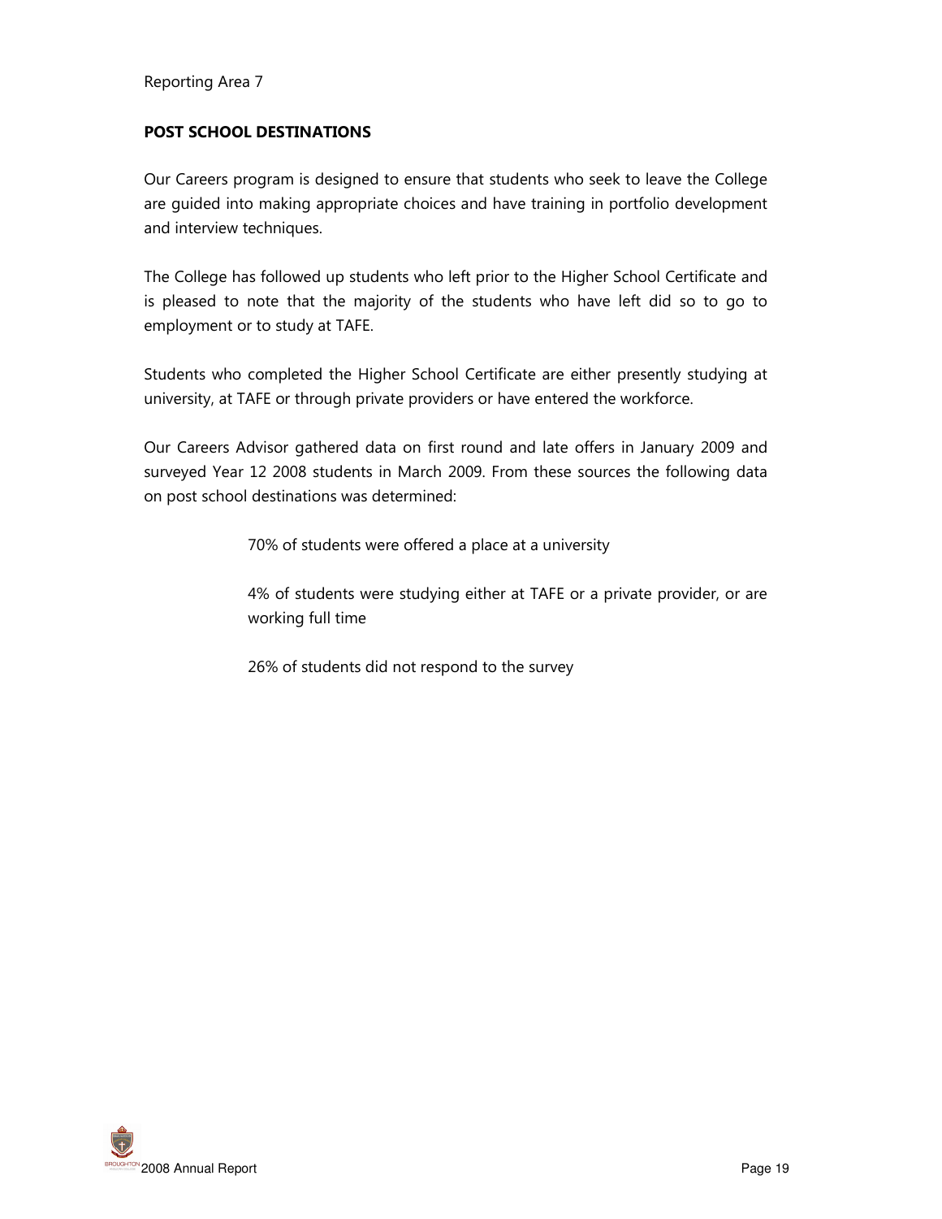Reporting Area 7

## POST SCHOOL DESTINATIONS

Our Careers program is designed to ensure that students who seek to leave the College are guided into making appropriate choices and have training in portfolio development and interview techniques.

The College has followed up students who left prior to the Higher School Certificate and is pleased to note that the majority of the students who have left did so to go to employment or to study at TAFE.

Students who completed the Higher School Certificate are either presently studying at university, at TAFE or through private providers or have entered the workforce.

Our Careers Advisor gathered data on first round and late offers in January 2009 and surveyed Year 12 2008 students in March 2009. From these sources the following data on post school destinations was determined:

70% of students were offered a place at a university

4% of students were studying either at TAFE or a private provider, or are working full time

26% of students did not respond to the survey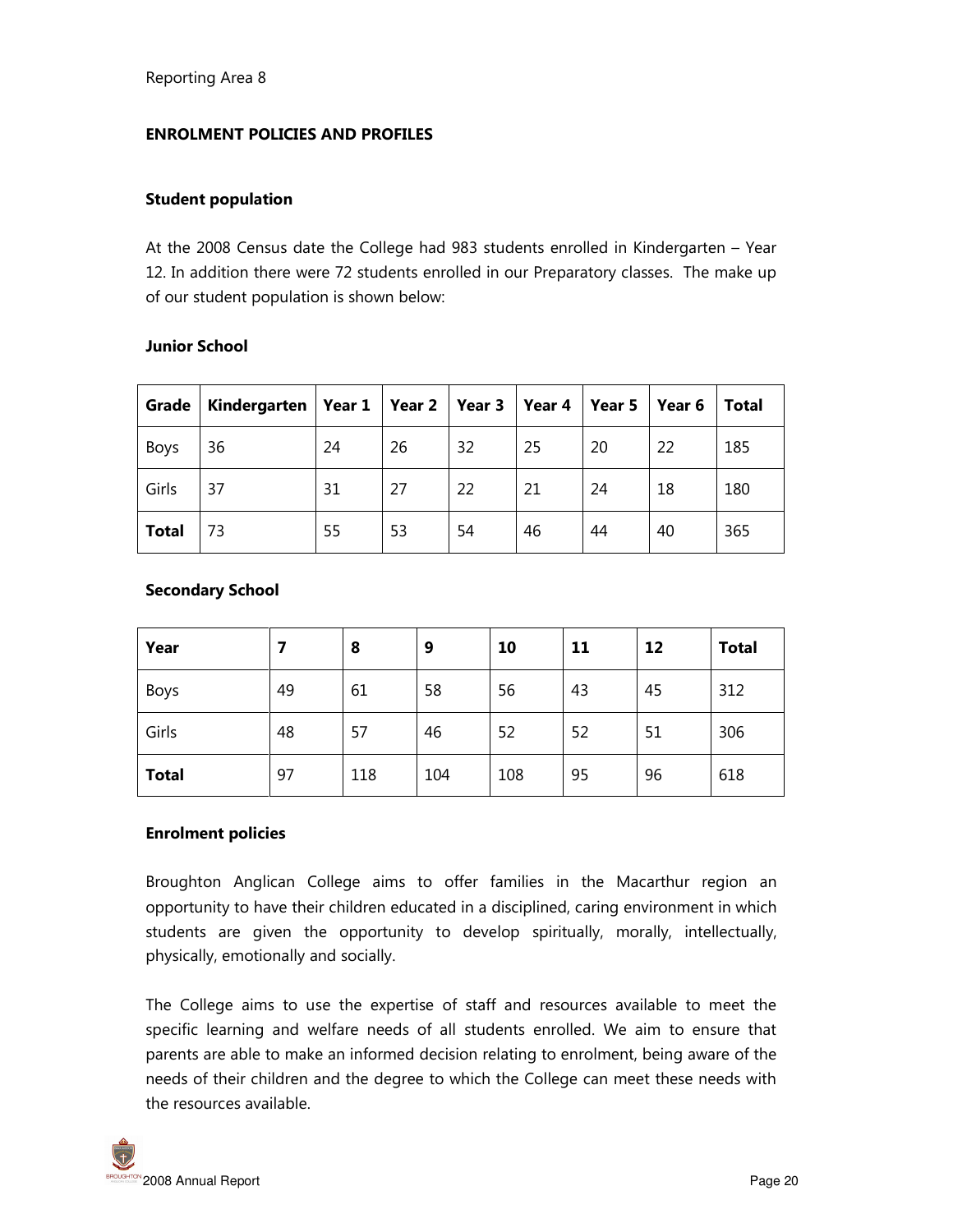Reporting Area 8

## ENROLMENT POLICIES AND PROFILES

### Student population

At the 2008 Census date the College had 983 students enrolled in Kindergarten – Year 12. In addition there were 72 students enrolled in our Preparatory classes. The make up of our student population is shown below:

### Junior School

| Grade | Kindergarten | Year 1 | Year 2 | Year 3 | Year 4 | Year 5 | Year 6 | Total |
|---|---|---|---|---|---|---|---|---|
| Boys | 36 | 24 | 26 | 32 | 25 | 20 | 22 | 185 |
| Girls | 37 | 31 | 27 | 22 | 21 | 24 | 18 | 180 |
| **Total** | 73 | 55 | 53 | 54 | 46 | 44 | 40 | 365 |

### Secondary School

| Year | 7 | 8 | 9 | 10 | 11 | 12 | Total |
|---|---|---|---|---|---|---|---|
| Boys | 49 | 61 | 58 | 56 | 43 | 45 | 312 |
| Girls | 48 | 57 | 46 | 52 | 52 | 51 | 306 |
| **Total** | 97 | 118 | 104 | 108 | 95 | 96 | 618 |

### Enrolment policies

Broughton Anglican College aims to offer families in the Macarthur region an opportunity to have their children educated in a disciplined, caring environment in which students are given the opportunity to develop spiritually, morally, intellectually, physically, emotionally and socially.

The College aims to use the expertise of staff and resources available to meet the specific learning and welfare needs of all students enrolled. We aim to ensure that parents are able to make an informed decision relating to enrolment, being aware of the needs of their children and the degree to which the College can meet these needs with the resources available.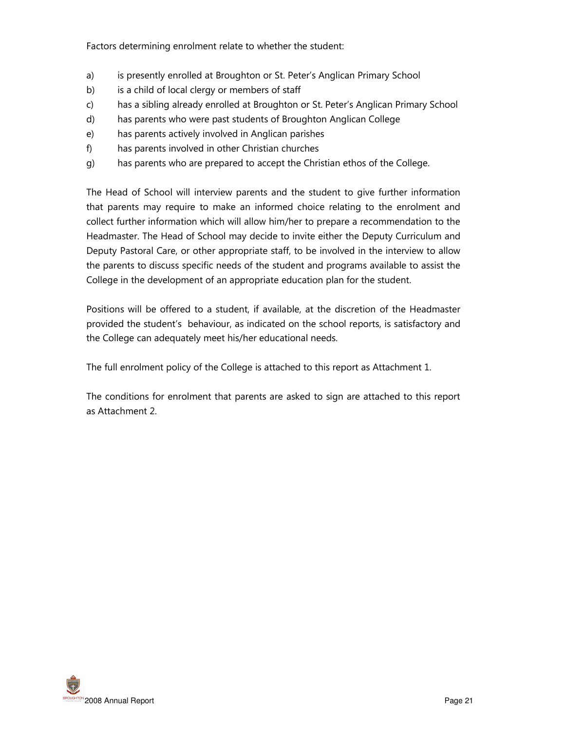Factors determining enrolment relate to whether the student:

a) is presently enrolled at Broughton or St. Peter's Anglican Primary School
b) is a child of local clergy or members of staff
c) has a sibling already enrolled at Broughton or St. Peter's Anglican Primary School
d) has parents who were past students of Broughton Anglican College
e) has parents actively involved in Anglican parishes
f) has parents involved in other Christian churches
g) has parents who are prepared to accept the Christian ethos of the College.

The Head of School will interview parents and the student to give further information that parents may require to make an informed choice relating to the enrolment and collect further information which will allow him/her to prepare a recommendation to the Headmaster. The Head of School may decide to invite either the Deputy Curriculum and Deputy Pastoral Care, or other appropriate staff, to be involved in the interview to allow the parents to discuss specific needs of the student and programs available to assist the College in the development of an appropriate education plan for the student.

Positions will be offered to a student, if available, at the discretion of the Headmaster provided the student's behaviour, as indicated on the school reports, is satisfactory and the College can adequately meet his/her educational needs.

The full enrolment policy of the College is attached to this report as Attachment 1.

The conditions for enrolment that parents are asked to sign are attached to this report as Attachment 2.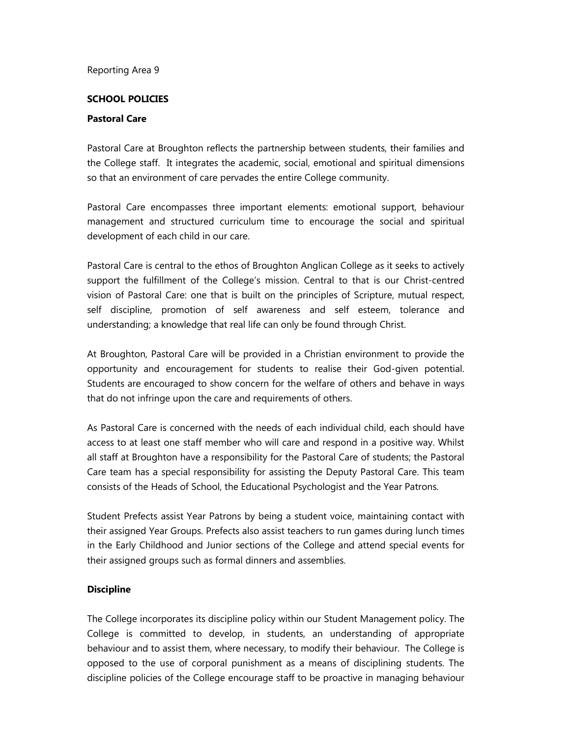Reporting Area 9

**SCHOOL POLICIES**

**Pastoral Care**

Pastoral Care at Broughton reflects the partnership between students, their families and the College staff. It integrates the academic, social, emotional and spiritual dimensions so that an environment of care pervades the entire College community.

Pastoral Care encompasses three important elements: emotional support, behaviour management and structured curriculum time to encourage the social and spiritual development of each child in our care.

Pastoral Care is central to the ethos of Broughton Anglican College as it seeks to actively support the fulfillment of the College's mission. Central to that is our Christ-centred vision of Pastoral Care: one that is built on the principles of Scripture, mutual respect, self discipline, promotion of self awareness and self esteem, tolerance and understanding; a knowledge that real life can only be found through Christ.

At Broughton, Pastoral Care will be provided in a Christian environment to provide the opportunity and encouragement for students to realise their God-given potential. Students are encouraged to show concern for the welfare of others and behave in ways that do not infringe upon the care and requirements of others.

As Pastoral Care is concerned with the needs of each individual child, each should have access to at least one staff member who will care and respond in a positive way. Whilst all staff at Broughton have a responsibility for the Pastoral Care of students; the Pastoral Care team has a special responsibility for assisting the Deputy Pastoral Care. This team consists of the Heads of School, the Educational Psychologist and the Year Patrons.

Student Prefects assist Year Patrons by being a student voice, maintaining contact with their assigned Year Groups. Prefects also assist teachers to run games during lunch times in the Early Childhood and Junior sections of the College and attend special events for their assigned groups such as formal dinners and assemblies.

**Discipline**

The College incorporates its discipline policy within our Student Management policy. The College is committed to develop, in students, an understanding of appropriate behaviour and to assist them, where necessary, to modify their behaviour. The College is opposed to the use of corporal punishment as a means of disciplining students. The discipline policies of the College encourage staff to be proactive in managing behaviour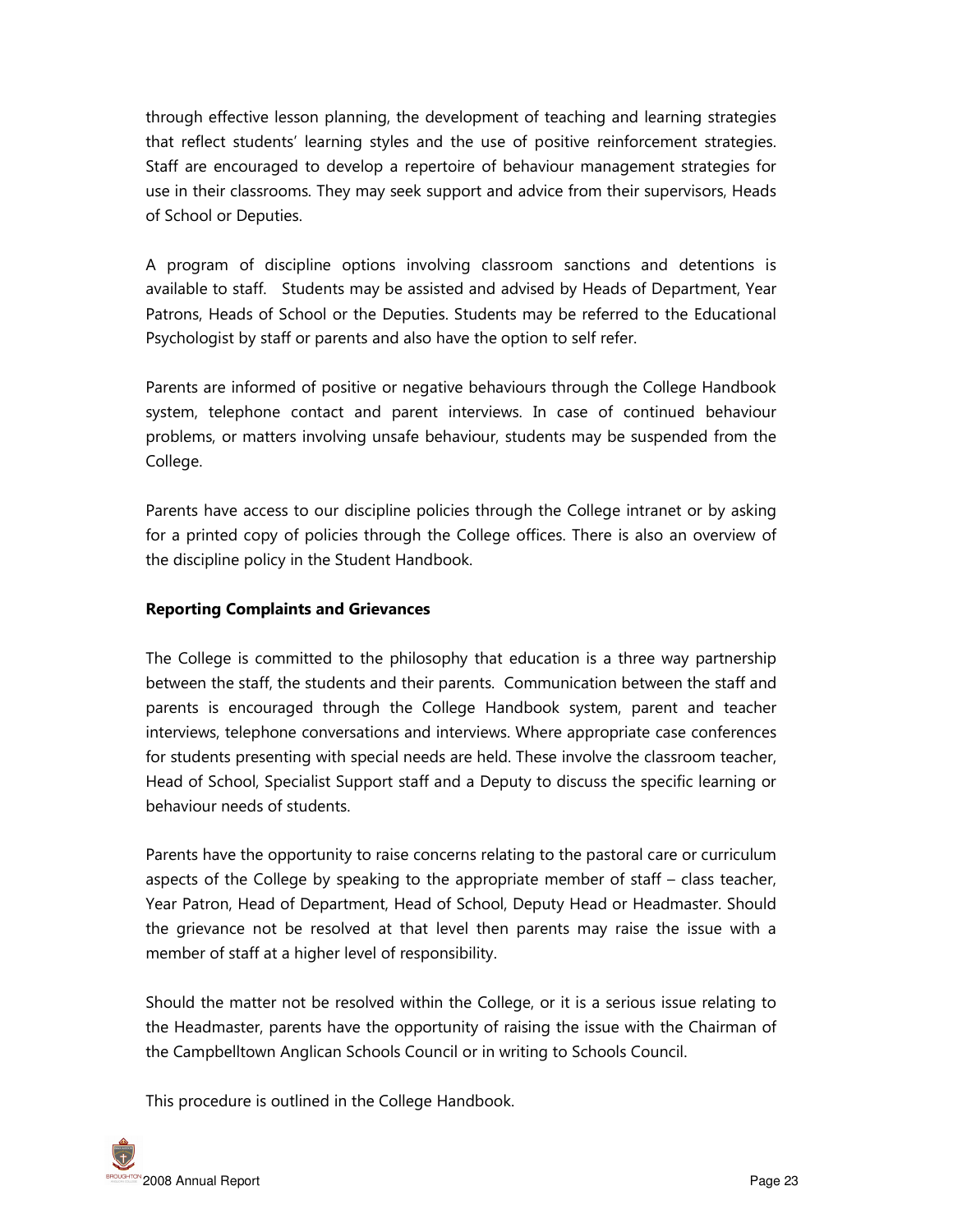through effective lesson planning, the development of teaching and learning strategies that reflect students' learning styles and the use of positive reinforcement strategies. Staff are encouraged to develop a repertoire of behaviour management strategies for use in their classrooms. They may seek support and advice from their supervisors, Heads of School or Deputies.

A program of discipline options involving classroom sanctions and detentions is available to staff. Students may be assisted and advised by Heads of Department, Year Patrons, Heads of School or the Deputies. Students may be referred to the Educational Psychologist by staff or parents and also have the option to self refer.

Parents are informed of positive or negative behaviours through the College Handbook system, telephone contact and parent interviews. In case of continued behaviour problems, or matters involving unsafe behaviour, students may be suspended from the College.

Parents have access to our discipline policies through the College intranet or by asking for a printed copy of policies through the College offices. There is also an overview of the discipline policy in the Student Handbook.

**Reporting Complaints and Grievances**

The College is committed to the philosophy that education is a three way partnership between the staff, the students and their parents. Communication between the staff and parents is encouraged through the College Handbook system, parent and teacher interviews, telephone conversations and interviews. Where appropriate case conferences for students presenting with special needs are held. These involve the classroom teacher, Head of School, Specialist Support staff and a Deputy to discuss the specific learning or behaviour needs of students.

Parents have the opportunity to raise concerns relating to the pastoral care or curriculum aspects of the College by speaking to the appropriate member of staff – class teacher, Year Patron, Head of Department, Head of School, Deputy Head or Headmaster. Should the grievance not be resolved at that level then parents may raise the issue with a member of staff at a higher level of responsibility.

Should the matter not be resolved within the College, or it is a serious issue relating to the Headmaster, parents have the opportunity of raising the issue with the Chairman of the Campbelltown Anglican Schools Council or in writing to Schools Council.

This procedure is outlined in the College Handbook.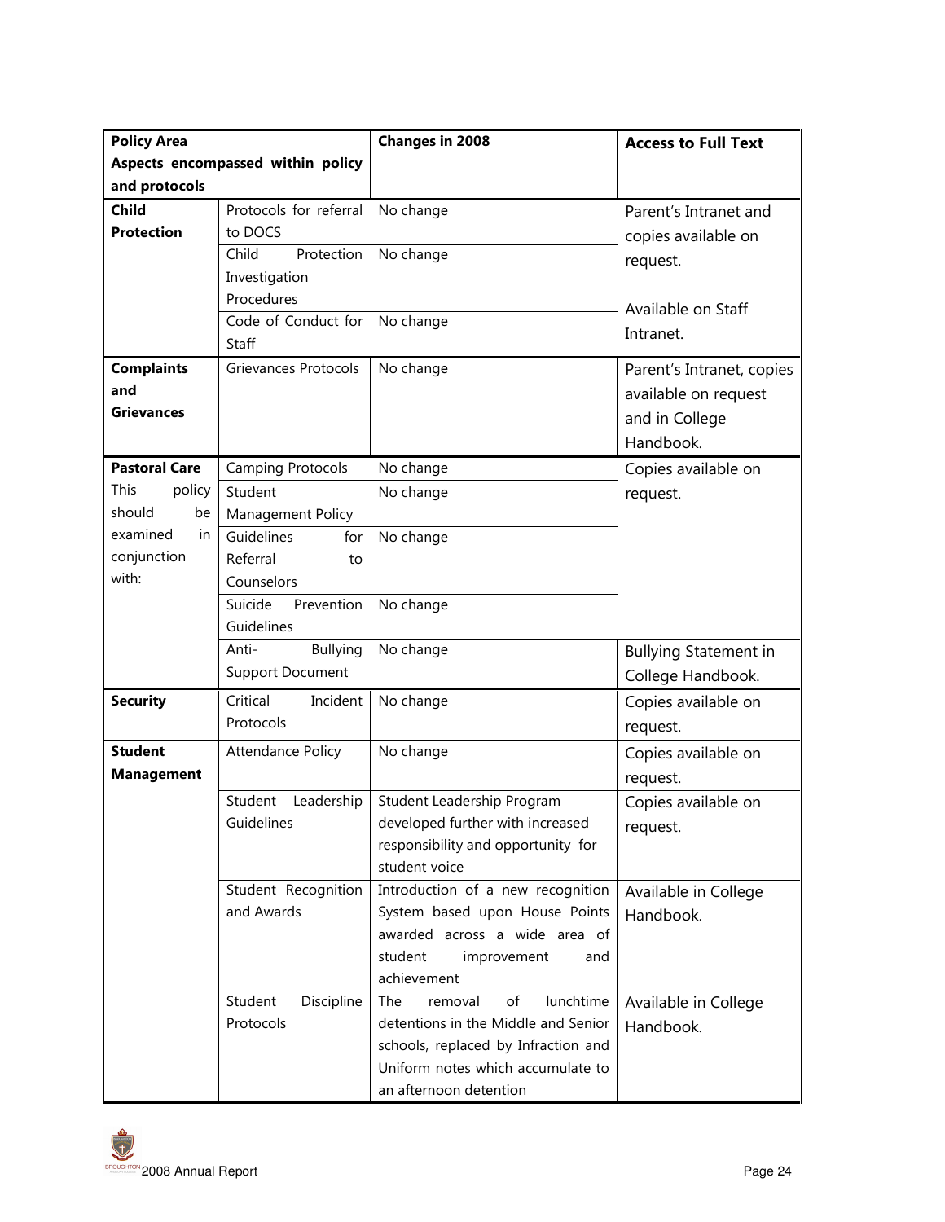| Policy Area<br>Aspects encompassed within policy and protocols | | Changes in 2008 | Access to Full Text |
|---|---|---|---|
| **Child Protection** | Protocols for referral to DOCS | No change | Parent's Intranet and copies available on request.<br><br>Available on Staff Intranet. |
| | Child Protection Investigation Procedures | No change | |
| | Code of Conduct for Staff | No change | |
| **Complaints and Grievances** | Grievances Protocols | No change | Parent's Intranet, copies available on request and in College Handbook. |
| **Pastoral Care**<br>This policy should be examined in conjunction with: | Camping Protocols | No change | Copies available on request. |
| | Student Management Policy | No change | |
| | Guidelines for Referral to Counselors | No change | |
| | Suicide Prevention Guidelines | No change | |
| | Anti- Bullying Support Document | No change | Bullying Statement in College Handbook. |
| **Security** | Critical Incident Protocols | No change | Copies available on request. |
| **Student Management** | Attendance Policy | No change | Copies available on request. |
| | Student Leadership Guidelines | Student Leadership Program developed further with increased responsibility and opportunity for student voice | Copies available on request. |
| | Student Recognition and Awards | Introduction of a new recognition System based upon House Points awarded across a wide area of student improvement and achievement | Available in College Handbook. |
| | Student Discipline Protocols | The removal of lunchtime detentions in the Middle and Senior schools, replaced by Infraction and Uniform notes which accumulate to an afternoon detention | Available in College Handbook. |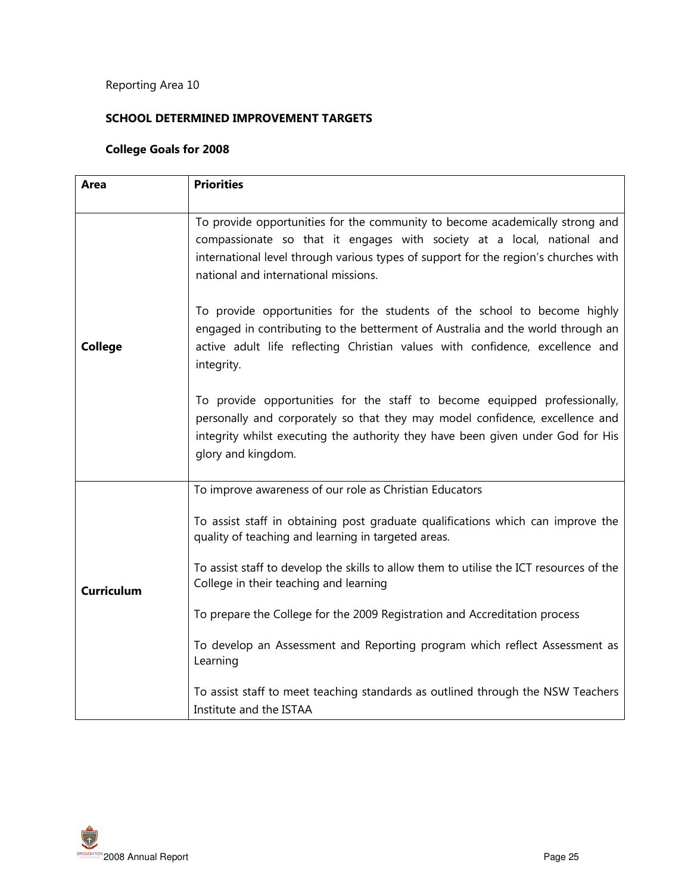Reporting Area 10

## SCHOOL DETERMINED IMPROVEMENT TARGETS

### College Goals for 2008

| Area | Priorities |
|---|---|
| **College** | To provide opportunities for the community to become academically strong and compassionate so that it engages with society at a local, national and international level through various types of support for the region's churches with national and international missions.<br><br>To provide opportunities for the students of the school to become highly engaged in contributing to the betterment of Australia and the world through an active adult life reflecting Christian values with confidence, excellence and integrity.<br><br>To provide opportunities for the staff to become equipped professionally, personally and corporately so that they may model confidence, excellence and integrity whilst executing the authority they have been given under God for His glory and kingdom. |
| **Curriculum** | To improve awareness of our role as Christian Educators<br><br>To assist staff in obtaining post graduate qualifications which can improve the quality of teaching and learning in targeted areas.<br><br>To assist staff to develop the skills to allow them to utilise the ICT resources of the College in their teaching and learning<br><br>To prepare the College for the 2009 Registration and Accreditation process<br><br>To develop an Assessment and Reporting program which reflect Assessment as Learning<br><br>To assist staff to meet teaching standards as outlined through the NSW Teachers Institute and the ISTAA |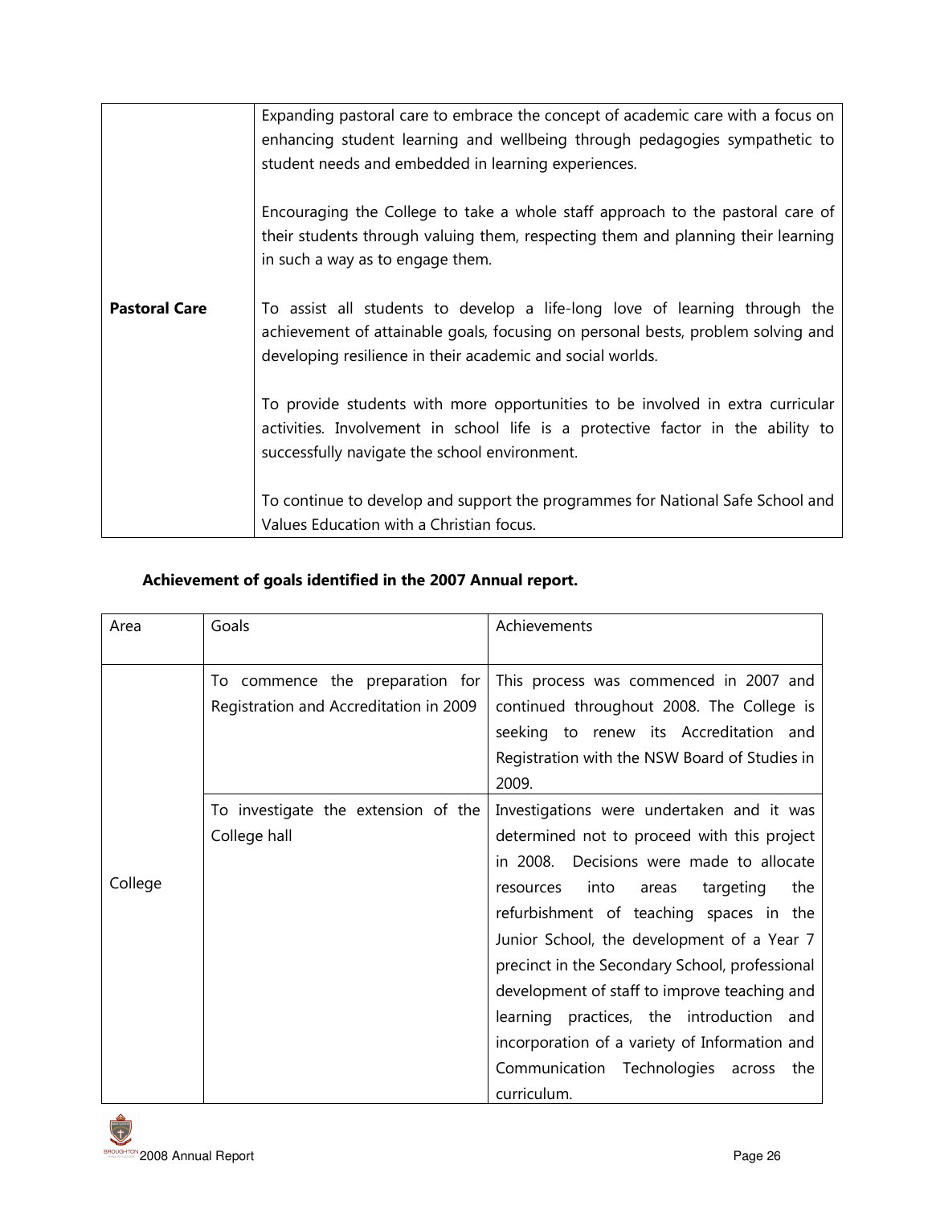| | |
|---|---|
| **Pastoral Care** | Expanding pastoral care to embrace the concept of academic care with a focus on enhancing student learning and wellbeing through pedagogies sympathetic to student needs and embedded in learning experiences.<br><br>Encouraging the College to take a whole staff approach to the pastoral care of their students through valuing them, respecting them and planning their learning in such a way as to engage them.<br><br>To assist all students to develop a life-long love of learning through the achievement of attainable goals, focusing on personal bests, problem solving and developing resilience in their academic and social worlds.<br><br>To provide students with more opportunities to be involved in extra curricular activities. Involvement in school life is a protective factor in the ability to successfully navigate the school environment.<br><br>To continue to develop and support the programmes for National Safe School and Values Education with a Christian focus. |

**Achievement of goals identified in the 2007 Annual report.**

| Area | Goals | Achievements |
|---|---|---|
| College | To commence the preparation for Registration and Accreditation in 2009 | This process was commenced in 2007 and continued throughout 2008. The College is seeking to renew its Accreditation and Registration with the NSW Board of Studies in 2009. |
| | To investigate the extension of the College hall | Investigations were undertaken and it was determined not to proceed with this project in 2008. Decisions were made to allocate resources into areas targeting the refurbishment of teaching spaces in the Junior School, the development of a Year 7 precinct in the Secondary School, professional development of staff to improve teaching and learning practices, the introduction and incorporation of a variety of Information and Communication Technologies across the curriculum. |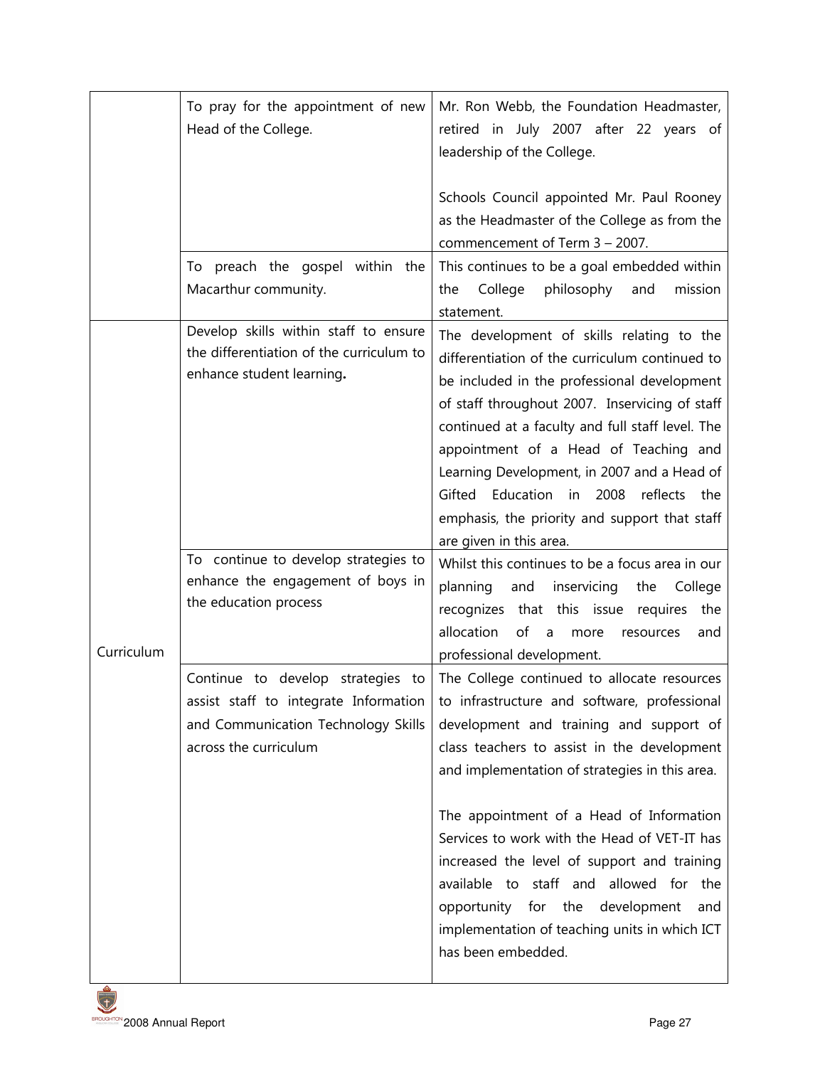| | | |
|---|---|---|
| | To pray for the appointment of new Head of the College. | Mr. Ron Webb, the Foundation Headmaster, retired in July 2007 after 22 years of leadership of the College.<br><br>Schools Council appointed Mr. Paul Rooney as the Headmaster of the College as from the commencement of Term 3 – 2007. |
| | To preach the gospel within the Macarthur community. | This continues to be a goal embedded within the College philosophy and mission statement. |
| Curriculum | Develop skills within staff to ensure the differentiation of the curriculum to enhance student learning**.** | The development of skills relating to the differentiation of the curriculum continued to be included in the professional development of staff throughout 2007. Inservicing of staff continued at a faculty and full staff level. The appointment of a Head of Teaching and Learning Development, in 2007 and a Head of Gifted Education in 2008 reflects the emphasis, the priority and support that staff are given in this area. |
| | To continue to develop strategies to enhance the engagement of boys in the education process | Whilst this continues to be a focus area in our planning and inservicing the College recognizes that this issue requires the allocation of a more resources and professional development. |
| | Continue to develop strategies to assist staff to integrate Information and Communication Technology Skills across the curriculum | The College continued to allocate resources to infrastructure and software, professional development and training and support of class teachers to assist in the development and implementation of strategies in this area.<br><br>The appointment of a Head of Information Services to work with the Head of VET-IT has increased the level of support and training available to staff and allowed for the opportunity for the development and implementation of teaching units in which ICT has been embedded. |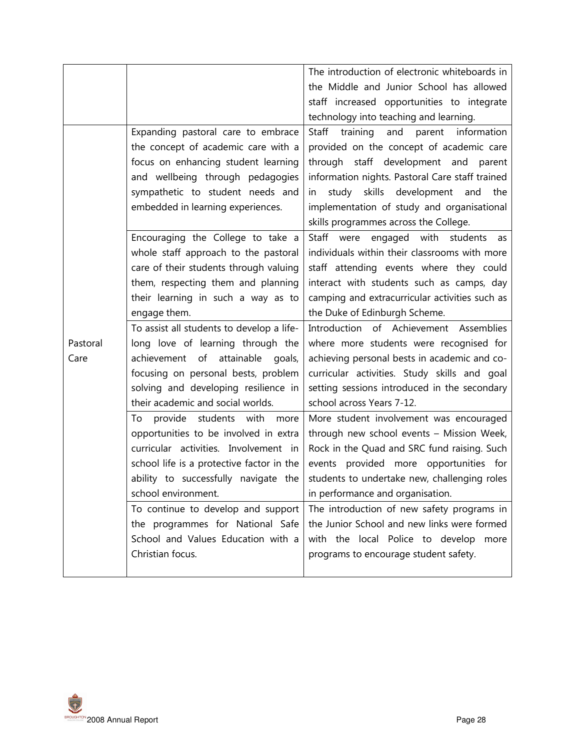| | | |
|---|---|---|
| | | The introduction of electronic whiteboards in the Middle and Junior School has allowed staff increased opportunities to integrate technology into teaching and learning. |
| Pastoral Care | Expanding pastoral care to embrace the concept of academic care with a focus on enhancing student learning and wellbeing through pedagogies sympathetic to student needs and embedded in learning experiences. | Staff training and parent information provided on the concept of academic care through staff development and parent information nights. Pastoral Care staff trained in study skills development and the implementation of study and organisational skills programmes across the College. |
| | Encouraging the College to take a whole staff approach to the pastoral care of their students through valuing them, respecting them and planning their learning in such a way as to engage them. | Staff were engaged with students as individuals within their classrooms with more staff attending events where they could interact with students such as camps, day camping and extracurricular activities such as the Duke of Edinburgh Scheme. |
| | To assist all students to develop a life-long love of learning through the achievement of attainable goals, focusing on personal bests, problem solving and developing resilience in their academic and social worlds. | Introduction of Achievement Assemblies where more students were recognised for achieving personal bests in academic and co-curricular activities. Study skills and goal setting sessions introduced in the secondary school across Years 7-12. |
| | To provide students with more opportunities to be involved in extra curricular activities. Involvement in school life is a protective factor in the ability to successfully navigate the school environment. | More student involvement was encouraged through new school events – Mission Week, Rock in the Quad and SRC fund raising. Such events provided more opportunities for students to undertake new, challenging roles in performance and organisation. |
| | To continue to develop and support the programmes for National Safe School and Values Education with a Christian focus. | The introduction of new safety programs in the Junior School and new links were formed with the local Police to develop more programs to encourage student safety. |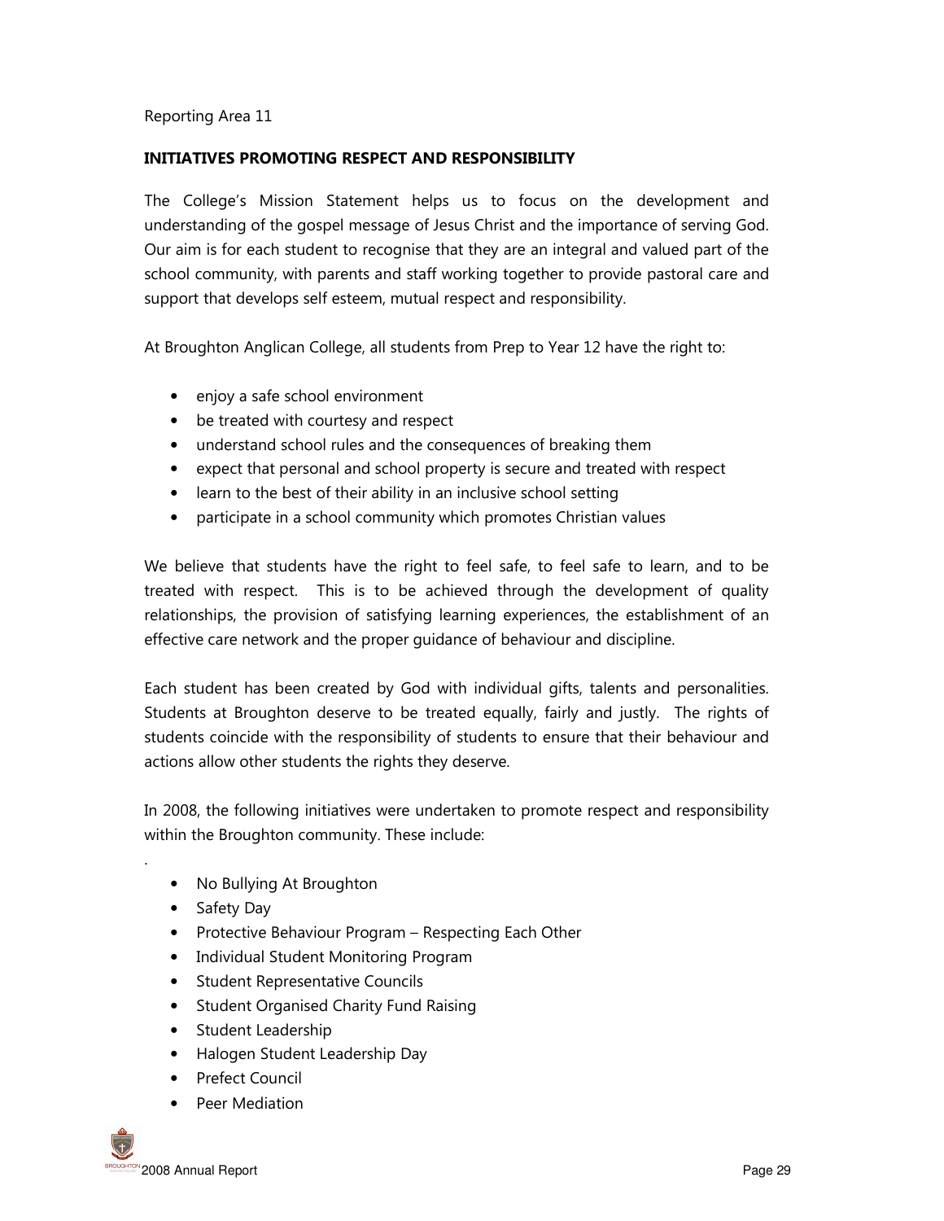Reporting Area 11

**INITIATIVES PROMOTING RESPECT AND RESPONSIBILITY**

The College's Mission Statement helps us to focus on the development and understanding of the gospel message of Jesus Christ and the importance of serving God. Our aim is for each student to recognise that they are an integral and valued part of the school community, with parents and staff working together to provide pastoral care and support that develops self esteem, mutual respect and responsibility.

At Broughton Anglican College, all students from Prep to Year 12 have the right to:

- enjoy a safe school environment
- be treated with courtesy and respect
- understand school rules and the consequences of breaking them
- expect that personal and school property is secure and treated with respect
- learn to the best of their ability in an inclusive school setting
- participate in a school community which promotes Christian values

We believe that students have the right to feel safe, to feel safe to learn, and to be treated with respect. This is to be achieved through the development of quality relationships, the provision of satisfying learning experiences, the establishment of an effective care network and the proper guidance of behaviour and discipline.

Each student has been created by God with individual gifts, talents and personalities. Students at Broughton deserve to be treated equally, fairly and justly. The rights of students coincide with the responsibility of students to ensure that their behaviour and actions allow other students the rights they deserve.

In 2008, the following initiatives were undertaken to promote respect and responsibility within the Broughton community. These include:

- No Bullying At Broughton
- Safety Day
- Protective Behaviour Program – Respecting Each Other
- Individual Student Monitoring Program
- Student Representative Councils
- Student Organised Charity Fund Raising
- Student Leadership
- Halogen Student Leadership Day
- Prefect Council
- Peer Mediation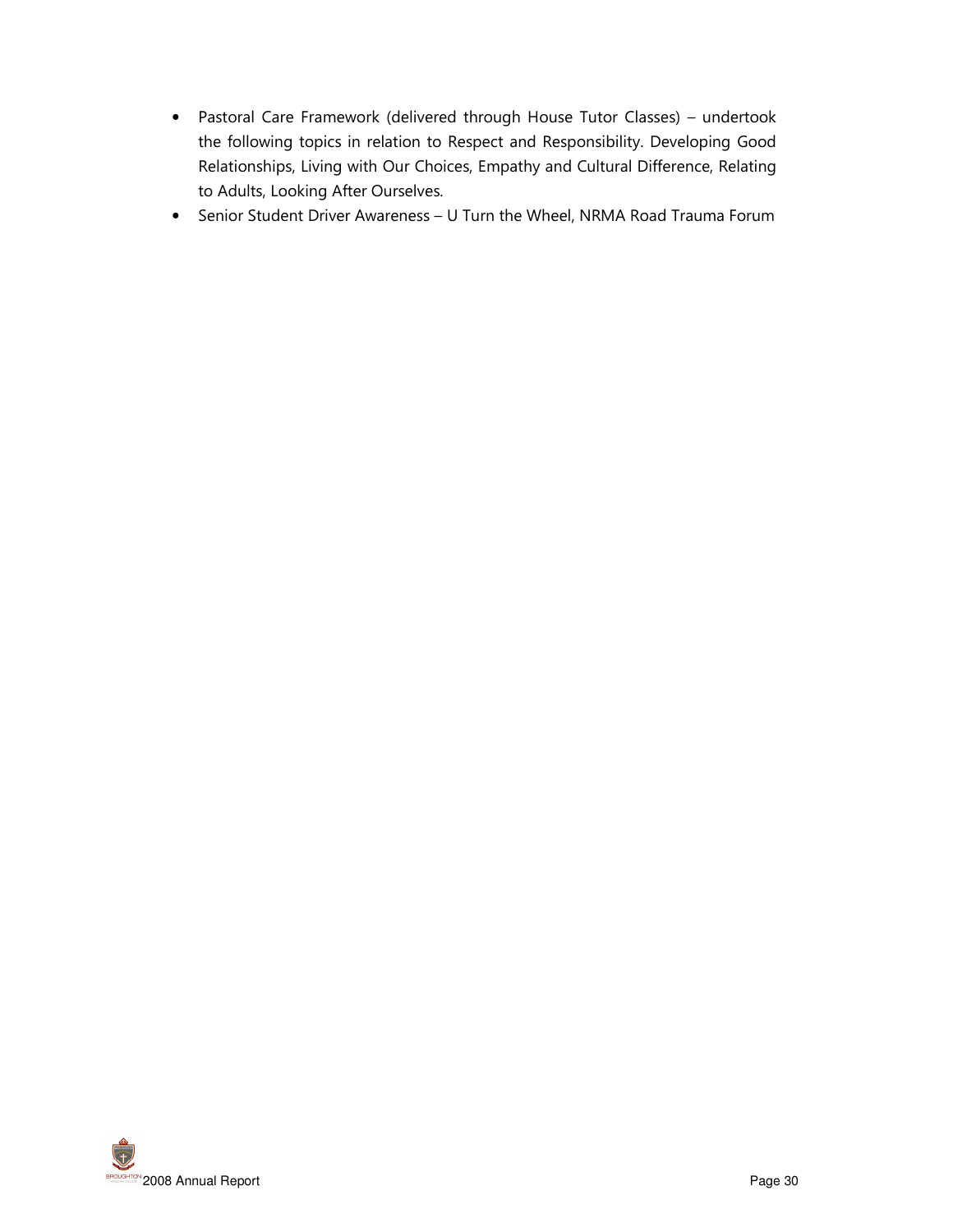- Pastoral Care Framework (delivered through House Tutor Classes) – undertook the following topics in relation to Respect and Responsibility. Developing Good Relationships, Living with Our Choices, Empathy and Cultural Difference, Relating to Adults, Looking After Ourselves.
- Senior Student Driver Awareness – U Turn the Wheel, NRMA Road Trauma Forum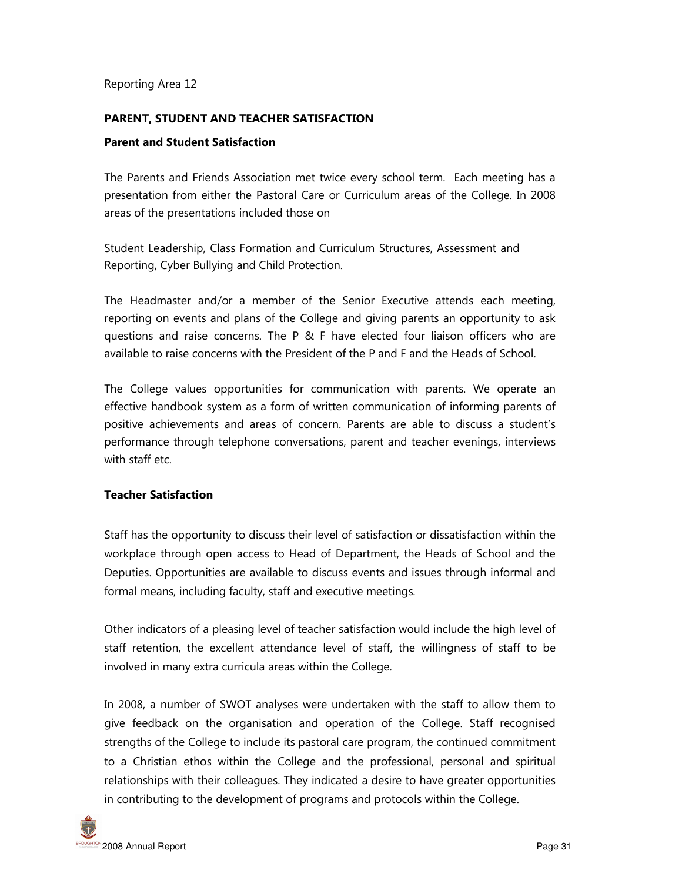Reporting Area 12

## PARENT, STUDENT AND TEACHER SATISFACTION

### Parent and Student Satisfaction

The Parents and Friends Association met twice every school term. Each meeting has a presentation from either the Pastoral Care or Curriculum areas of the College. In 2008 areas of the presentations included those on

Student Leadership, Class Formation and Curriculum Structures, Assessment and Reporting, Cyber Bullying and Child Protection.

The Headmaster and/or a member of the Senior Executive attends each meeting, reporting on events and plans of the College and giving parents an opportunity to ask questions and raise concerns. The P & F have elected four liaison officers who are available to raise concerns with the President of the P and F and the Heads of School.

The College values opportunities for communication with parents. We operate an effective handbook system as a form of written communication of informing parents of positive achievements and areas of concern. Parents are able to discuss a student's performance through telephone conversations, parent and teacher evenings, interviews with staff etc.

### Teacher Satisfaction

Staff has the opportunity to discuss their level of satisfaction or dissatisfaction within the workplace through open access to Head of Department, the Heads of School and the Deputies. Opportunities are available to discuss events and issues through informal and formal means, including faculty, staff and executive meetings.

Other indicators of a pleasing level of teacher satisfaction would include the high level of staff retention, the excellent attendance level of staff, the willingness of staff to be involved in many extra curricula areas within the College.

In 2008, a number of SWOT analyses were undertaken with the staff to allow them to give feedback on the organisation and operation of the College. Staff recognised strengths of the College to include its pastoral care program, the continued commitment to a Christian ethos within the College and the professional, personal and spiritual relationships with their colleagues. They indicated a desire to have greater opportunities in contributing to the development of programs and protocols within the College.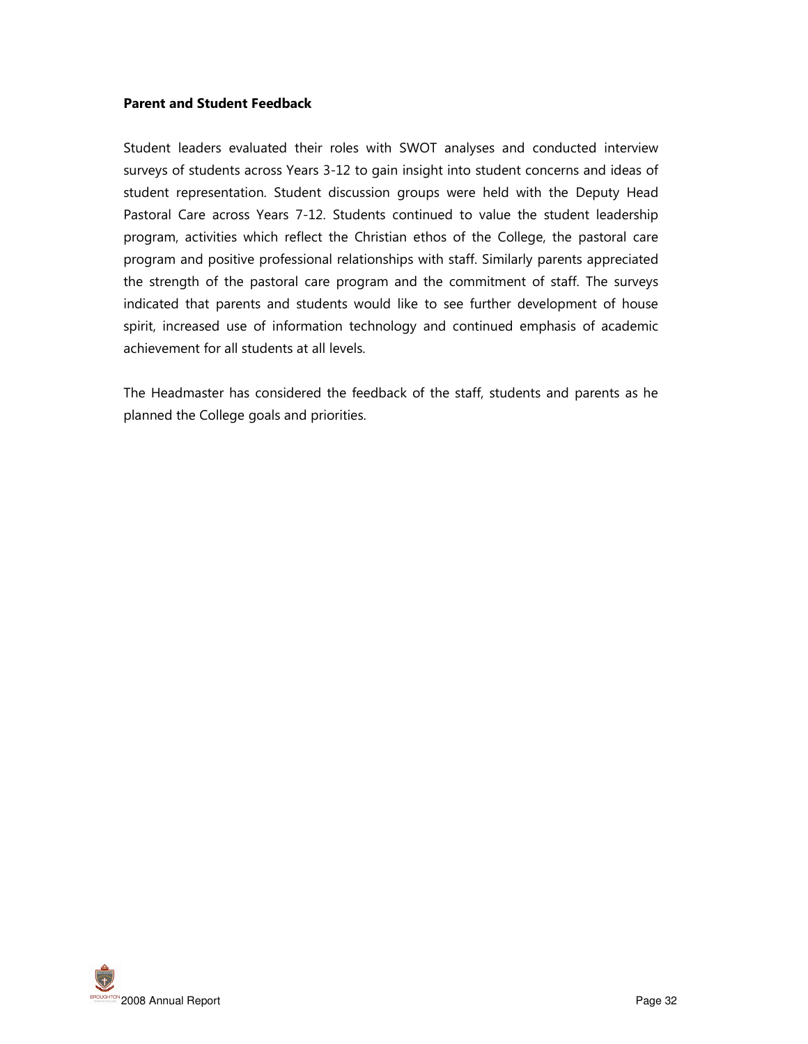**Parent and Student Feedback**

Student leaders evaluated their roles with SWOT analyses and conducted interview surveys of students across Years 3-12 to gain insight into student concerns and ideas of student representation. Student discussion groups were held with the Deputy Head Pastoral Care across Years 7-12. Students continued to value the student leadership program, activities which reflect the Christian ethos of the College, the pastoral care program and positive professional relationships with staff. Similarly parents appreciated the strength of the pastoral care program and the commitment of staff. The surveys indicated that parents and students would like to see further development of house spirit, increased use of information technology and continued emphasis of academic achievement for all students at all levels.

The Headmaster has considered the feedback of the staff, students and parents as he planned the College goals and priorities.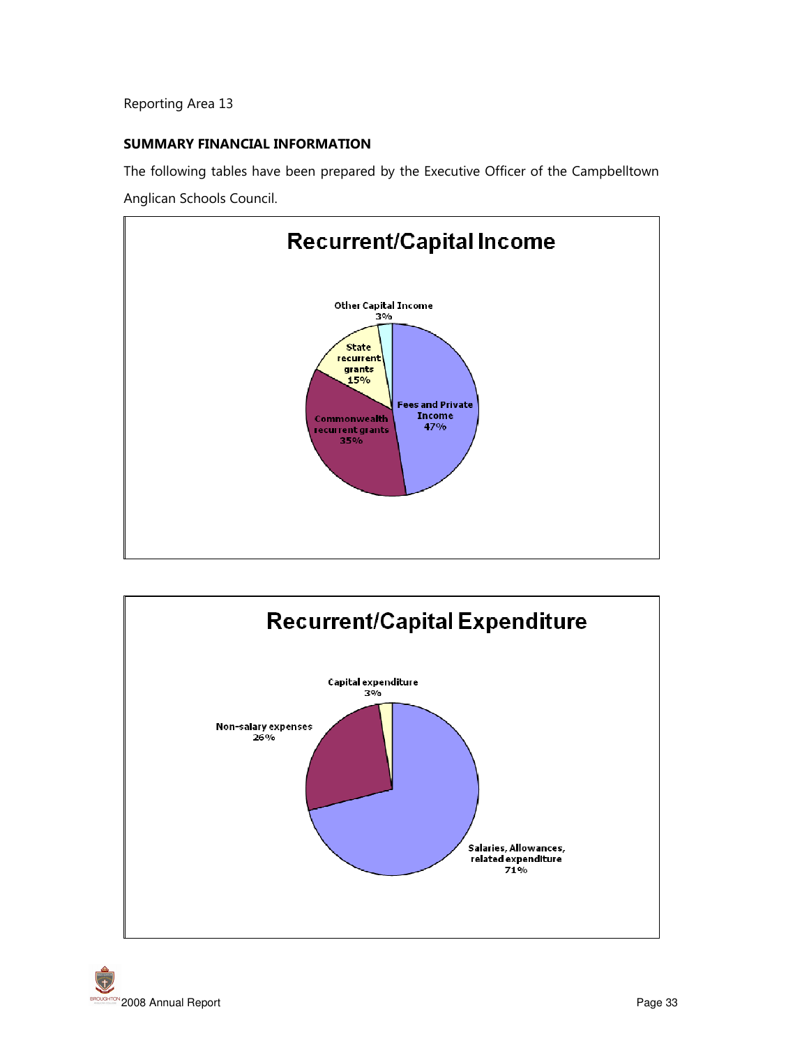Reporting Area 13

**SUMMARY FINANCIAL INFORMATION**

The following tables have been prepared by the Executive Officer of the Campbelltown Anglican Schools Council.

## Recurrent/Capital Income

- Fees and Private Income 47%
- Commonwealth recurrent grants 35%
- State recurrent grants 15%
- Other Capital Income 3%

## Recurrent/Capital Expenditure

- Salaries, Allowances, related expenditure 71%
- Non-salary expenses 26%
- Capital expenditure 3%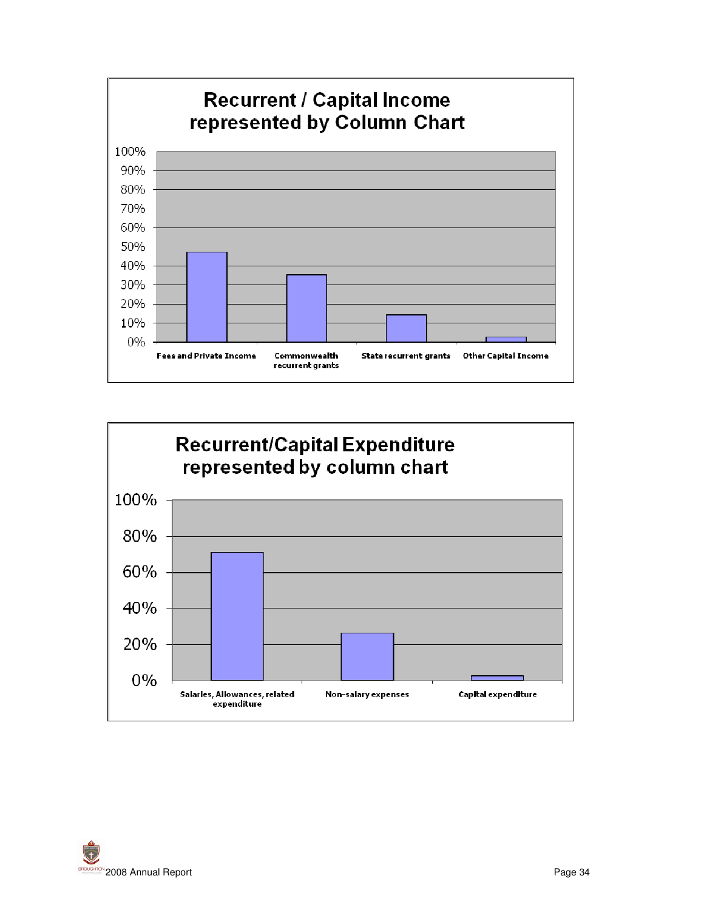## Recurrent / Capital Income represented by Column Chart

| Category | Percentage |
| --- | --- |
| Fees and Private Income | ~47% |
| Commonwealth recurrent grants | ~35% |
| State recurrent grants | ~14% |
| Other Capital Income | ~3% |

## Recurrent/Capital Expenditure represented by column chart

| Category | Percentage |
| --- | --- |
| Salaries, Allowances, related expenditure | ~71% |
| Non-salary expenses | ~26% |
| Capital expenditure | ~3% |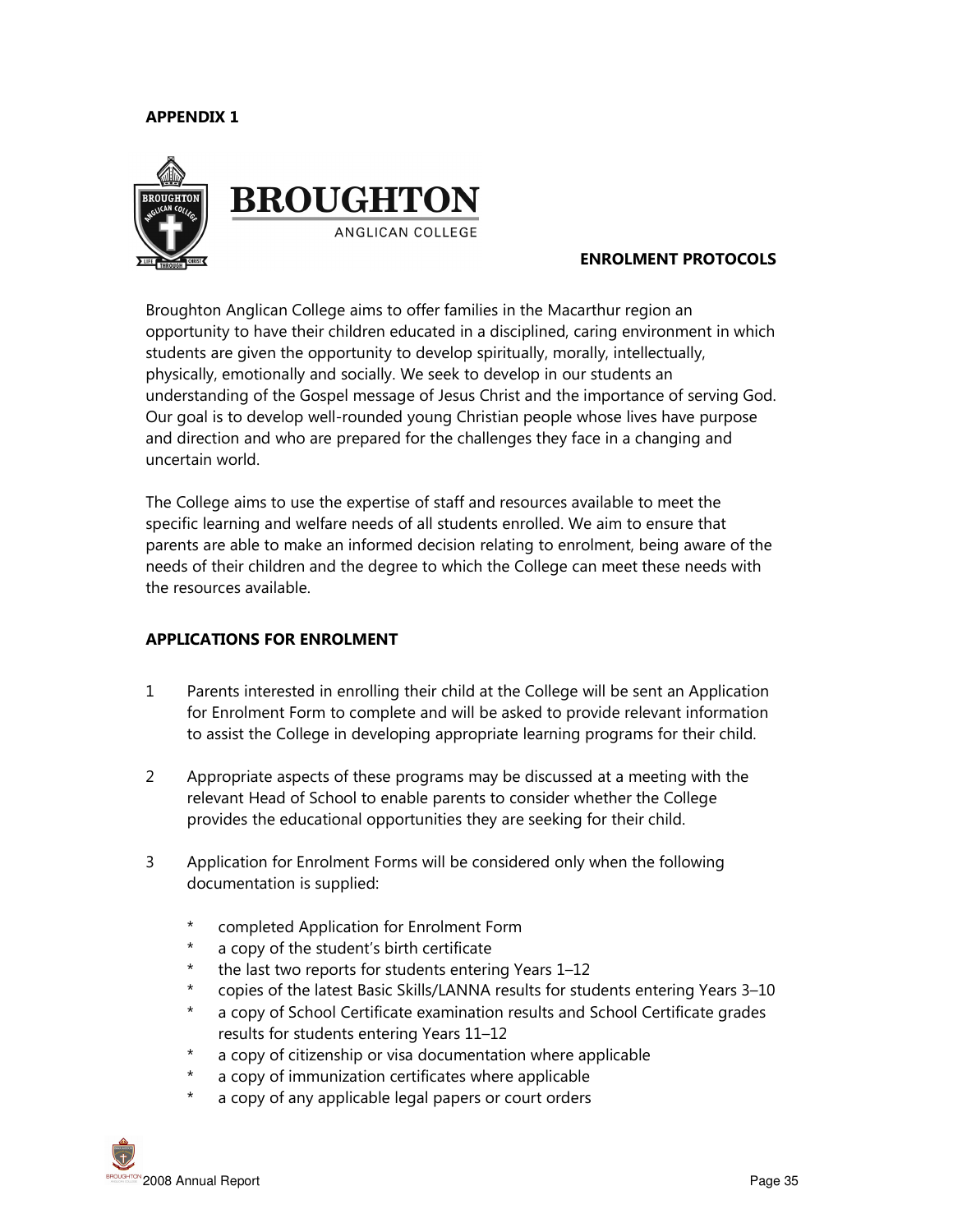**APPENDIX 1**

**BROUGHTON**

ANGLICAN COLLEGE

**ENROLMENT PROTOCOLS**

Broughton Anglican College aims to offer families in the Macarthur region an opportunity to have their children educated in a disciplined, caring environment in which students are given the opportunity to develop spiritually, morally, intellectually, physically, emotionally and socially. We seek to develop in our students an understanding of the Gospel message of Jesus Christ and the importance of serving God. Our goal is to develop well-rounded young Christian people whose lives have purpose and direction and who are prepared for the challenges they face in a changing and uncertain world.

The College aims to use the expertise of staff and resources available to meet the specific learning and welfare needs of all students enrolled. We aim to ensure that parents are able to make an informed decision relating to enrolment, being aware of the needs of their children and the degree to which the College can meet these needs with the resources available.

**APPLICATIONS FOR ENROLMENT**

1. Parents interested in enrolling their child at the College will be sent an Application for Enrolment Form to complete and will be asked to provide relevant information to assist the College in developing appropriate learning programs for their child.

2. Appropriate aspects of these programs may be discussed at a meeting with the relevant Head of School to enable parents to consider whether the College provides the educational opportunities they are seeking for their child.

3. Application for Enrolment Forms will be considered only when the following documentation is supplied:

    * completed Application for Enrolment Form
    * a copy of the student's birth certificate
    * the last two reports for students entering Years 1–12
    * copies of the latest Basic Skills/LANNA results for students entering Years 3–10
    * a copy of School Certificate examination results and School Certificate grades results for students entering Years 11–12
    * a copy of citizenship or visa documentation where applicable
    * a copy of immunization certificates where applicable
    * a copy of any applicable legal papers or court orders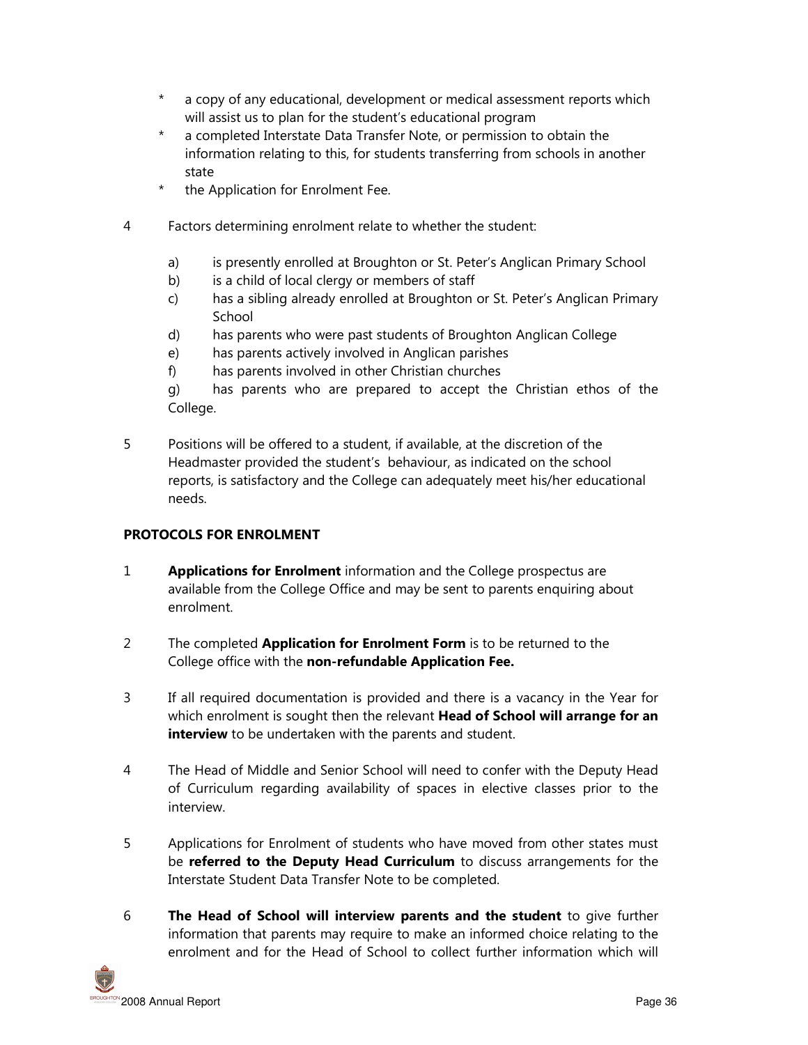* a copy of any educational, development or medical assessment reports which will assist us to plan for the student's educational program
* a completed Interstate Data Transfer Note, or permission to obtain the information relating to this, for students transferring from schools in another state
* the Application for Enrolment Fee.

4 Factors determining enrolment relate to whether the student:

   a) is presently enrolled at Broughton or St. Peter's Anglican Primary School
   b) is a child of local clergy or members of staff
   c) has a sibling already enrolled at Broughton or St. Peter's Anglican Primary School
   d) has parents who were past students of Broughton Anglican College
   e) has parents actively involved in Anglican parishes
   f) has parents involved in other Christian churches
   g) has parents who are prepared to accept the Christian ethos of the College.

5 Positions will be offered to a student, if available, at the discretion of the Headmaster provided the student's behaviour, as indicated on the school reports, is satisfactory and the College can adequately meet his/her educational needs.

**PROTOCOLS FOR ENROLMENT**

1 **Applications for Enrolment** information and the College prospectus are available from the College Office and may be sent to parents enquiring about enrolment.

2 The completed **Application for Enrolment Form** is to be returned to the College office with the **non-refundable Application Fee.**

3 If all required documentation is provided and there is a vacancy in the Year for which enrolment is sought then the relevant **Head of School will arrange for an interview** to be undertaken with the parents and student.

4 The Head of Middle and Senior School will need to confer with the Deputy Head of Curriculum regarding availability of spaces in elective classes prior to the interview.

5 Applications for Enrolment of students who have moved from other states must be **referred to the Deputy Head Curriculum** to discuss arrangements for the Interstate Student Data Transfer Note to be completed.

6 **The Head of School will interview parents and the student** to give further information that parents may require to make an informed choice relating to the enrolment and for the Head of School to collect further information which will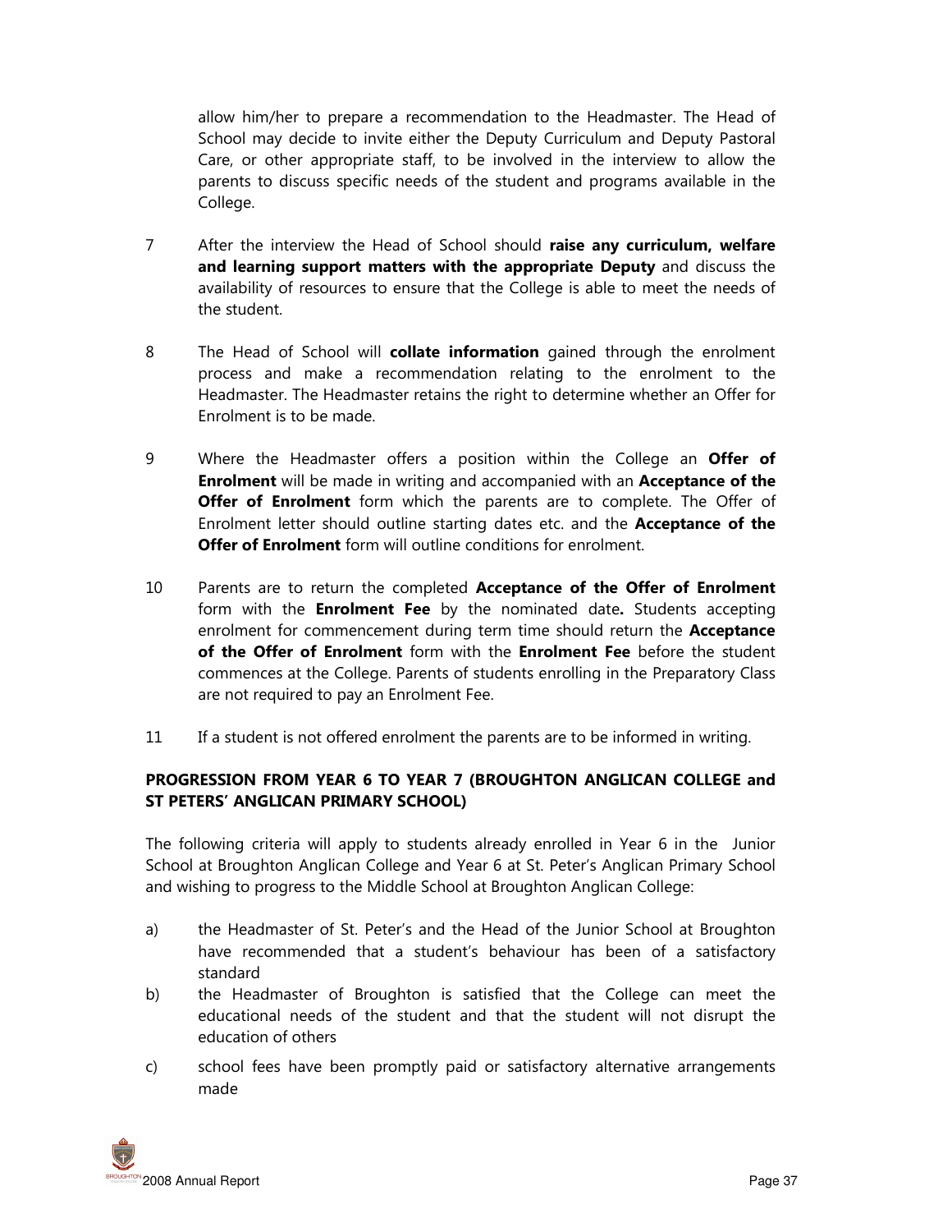allow him/her to prepare a recommendation to the Headmaster. The Head of School may decide to invite either the Deputy Curriculum and Deputy Pastoral Care, or other appropriate staff, to be involved in the interview to allow the parents to discuss specific needs of the student and programs available in the College.

7 After the interview the Head of School should **raise any curriculum, welfare and learning support matters with the appropriate Deputy** and discuss the availability of resources to ensure that the College is able to meet the needs of the student.

8 The Head of School will **collate information** gained through the enrolment process and make a recommendation relating to the enrolment to the Headmaster. The Headmaster retains the right to determine whether an Offer for Enrolment is to be made.

9 Where the Headmaster offers a position within the College an **Offer of Enrolment** will be made in writing and accompanied with an **Acceptance of the Offer of Enrolment** form which the parents are to complete. The Offer of Enrolment letter should outline starting dates etc. and the **Acceptance of the Offer of Enrolment** form will outline conditions for enrolment.

10 Parents are to return the completed **Acceptance of the Offer of Enrolment** form with the **Enrolment Fee** by the nominated date**.** Students accepting enrolment for commencement during term time should return the **Acceptance of the Offer of Enrolment** form with the **Enrolment Fee** before the student commences at the College. Parents of students enrolling in the Preparatory Class are not required to pay an Enrolment Fee.

11 If a student is not offered enrolment the parents are to be informed in writing.

**PROGRESSION FROM YEAR 6 TO YEAR 7 (BROUGHTON ANGLICAN COLLEGE and ST PETERS' ANGLICAN PRIMARY SCHOOL)**

The following criteria will apply to students already enrolled in Year 6 in the Junior School at Broughton Anglican College and Year 6 at St. Peter's Anglican Primary School and wishing to progress to the Middle School at Broughton Anglican College:

a) the Headmaster of St. Peter's and the Head of the Junior School at Broughton have recommended that a student's behaviour has been of a satisfactory standard

b) the Headmaster of Broughton is satisfied that the College can meet the educational needs of the student and that the student will not disrupt the education of others

c) school fees have been promptly paid or satisfactory alternative arrangements made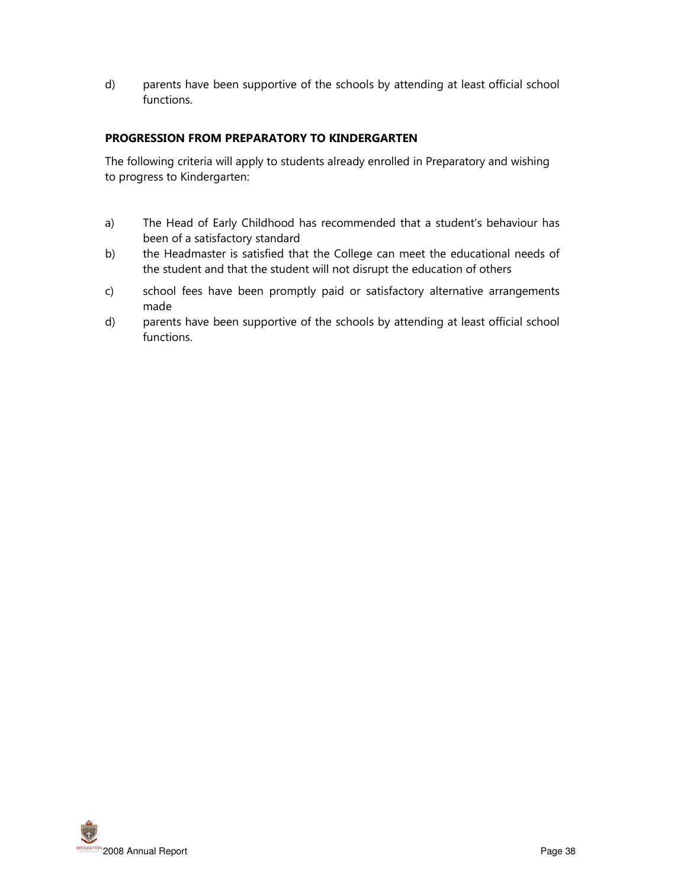d) parents have been supportive of the schools by attending at least official school functions.

### PROGRESSION FROM PREPARATORY TO KINDERGARTEN

The following criteria will apply to students already enrolled in Preparatory and wishing to progress to Kindergarten:

a) The Head of Early Childhood has recommended that a student's behaviour has been of a satisfactory standard
b) the Headmaster is satisfied that the College can meet the educational needs of the student and that the student will not disrupt the education of others
c) school fees have been promptly paid or satisfactory alternative arrangements made
d) parents have been supportive of the schools by attending at least official school functions.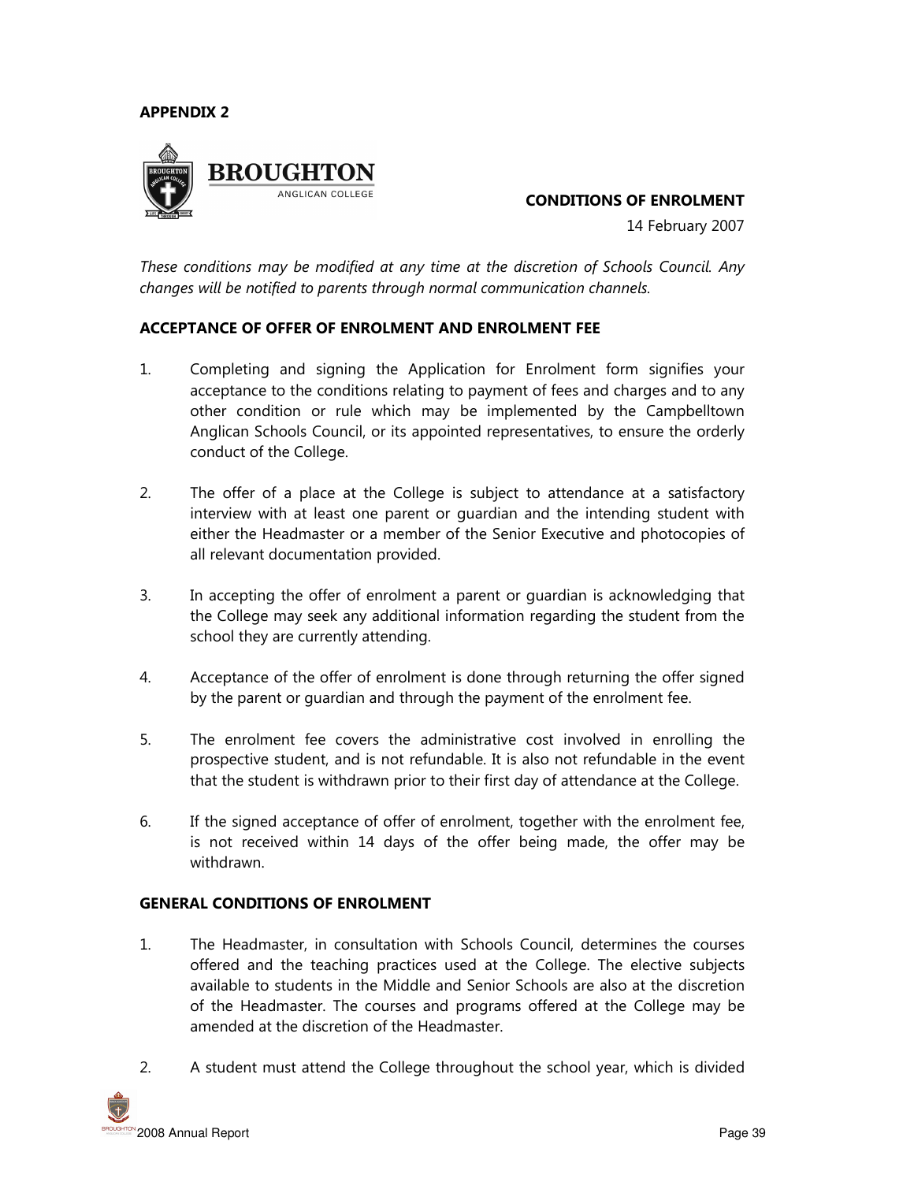**APPENDIX 2**

**BROUGHTON**
ANGLICAN COLLEGE

**CONDITIONS OF ENROLMENT**

14 February 2007

*These conditions may be modified at any time at the discretion of Schools Council. Any changes will be notified to parents through normal communication channels.*

**ACCEPTANCE OF OFFER OF ENROLMENT AND ENROLMENT FEE**

1. Completing and signing the Application for Enrolment form signifies your acceptance to the conditions relating to payment of fees and charges and to any other condition or rule which may be implemented by the Campbelltown Anglican Schools Council, or its appointed representatives, to ensure the orderly conduct of the College.

2. The offer of a place at the College is subject to attendance at a satisfactory interview with at least one parent or guardian and the intending student with either the Headmaster or a member of the Senior Executive and photocopies of all relevant documentation provided.

3. In accepting the offer of enrolment a parent or guardian is acknowledging that the College may seek any additional information regarding the student from the school they are currently attending.

4. Acceptance of the offer of enrolment is done through returning the offer signed by the parent or guardian and through the payment of the enrolment fee.

5. The enrolment fee covers the administrative cost involved in enrolling the prospective student, and is not refundable. It is also not refundable in the event that the student is withdrawn prior to their first day of attendance at the College.

6. If the signed acceptance of offer of enrolment, together with the enrolment fee, is not received within 14 days of the offer being made, the offer may be withdrawn.

**GENERAL CONDITIONS OF ENROLMENT**

1. The Headmaster, in consultation with Schools Council, determines the courses offered and the teaching practices used at the College. The elective subjects available to students in the Middle and Senior Schools are also at the discretion of the Headmaster. The courses and programs offered at the College may be amended at the discretion of the Headmaster.

2. A student must attend the College throughout the school year, which is divided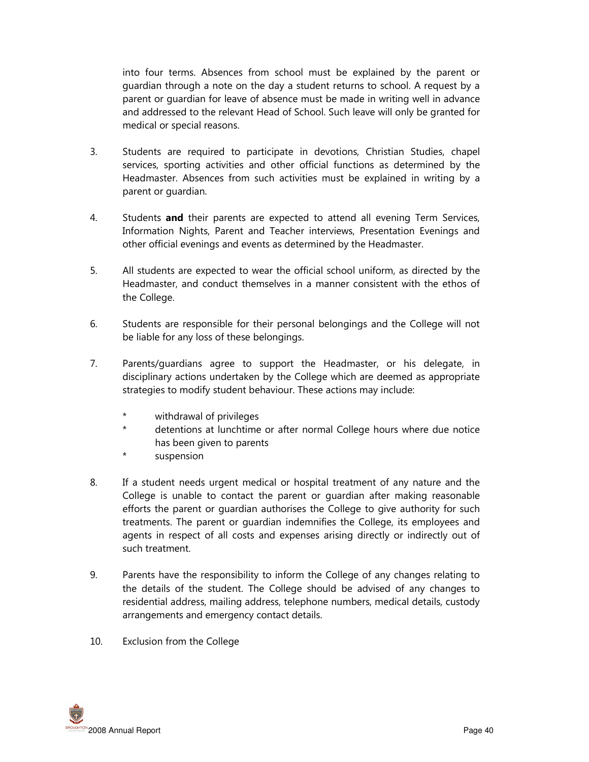into four terms. Absences from school must be explained by the parent or guardian through a note on the day a student returns to school. A request by a parent or guardian for leave of absence must be made in writing well in advance and addressed to the relevant Head of School. Such leave will only be granted for medical or special reasons.

3. Students are required to participate in devotions, Christian Studies, chapel services, sporting activities and other official functions as determined by the Headmaster. Absences from such activities must be explained in writing by a parent or guardian.

4. Students **and** their parents are expected to attend all evening Term Services, Information Nights, Parent and Teacher interviews, Presentation Evenings and other official evenings and events as determined by the Headmaster.

5. All students are expected to wear the official school uniform, as directed by the Headmaster, and conduct themselves in a manner consistent with the ethos of the College.

6. Students are responsible for their personal belongings and the College will not be liable for any loss of these belongings.

7. Parents/guardians agree to support the Headmaster, or his delegate, in disciplinary actions undertaken by the College which are deemed as appropriate strategies to modify student behaviour. These actions may include:

   * withdrawal of privileges
   * detentions at lunchtime or after normal College hours where due notice has been given to parents
   * suspension

8. If a student needs urgent medical or hospital treatment of any nature and the College is unable to contact the parent or guardian after making reasonable efforts the parent or guardian authorises the College to give authority for such treatments. The parent or guardian indemnifies the College, its employees and agents in respect of all costs and expenses arising directly or indirectly out of such treatment.

9. Parents have the responsibility to inform the College of any changes relating to the details of the student. The College should be advised of any changes to residential address, mailing address, telephone numbers, medical details, custody arrangements and emergency contact details.

10. Exclusion from the College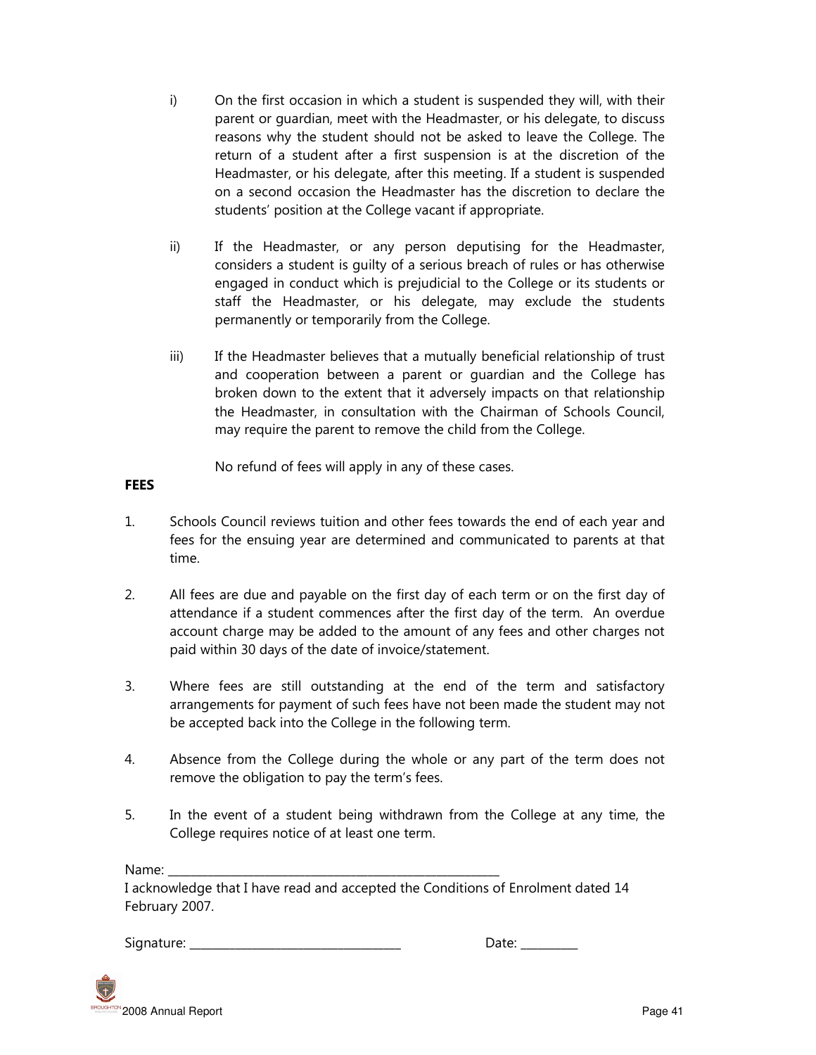i) On the first occasion in which a student is suspended they will, with their parent or guardian, meet with the Headmaster, or his delegate, to discuss reasons why the student should not be asked to leave the College. The return of a student after a first suspension is at the discretion of the Headmaster, or his delegate, after this meeting. If a student is suspended on a second occasion the Headmaster has the discretion to declare the students' position at the College vacant if appropriate.

ii) If the Headmaster, or any person deputising for the Headmaster, considers a student is guilty of a serious breach of rules or has otherwise engaged in conduct which is prejudicial to the College or its students or staff the Headmaster, or his delegate, may exclude the students permanently or temporarily from the College.

iii) If the Headmaster believes that a mutually beneficial relationship of trust and cooperation between a parent or guardian and the College has broken down to the extent that it adversely impacts on that relationship the Headmaster, in consultation with the Chairman of Schools Council, may require the parent to remove the child from the College.

No refund of fees will apply in any of these cases.

**FEES**

1. Schools Council reviews tuition and other fees towards the end of each year and fees for the ensuing year are determined and communicated to parents at that time.

2. All fees are due and payable on the first day of each term or on the first day of attendance if a student commences after the first day of the term. An overdue account charge may be added to the amount of any fees and other charges not paid within 30 days of the date of invoice/statement.

3. Where fees are still outstanding at the end of the term and satisfactory arrangements for payment of such fees have not been made the student may not be accepted back into the College in the following term.

4. Absence from the College during the whole or any part of the term does not remove the obligation to pay the term's fees.

5. In the event of a student being withdrawn from the College at any time, the College requires notice of at least one term.

Name: ____________________________________________________

I acknowledge that I have read and accepted the Conditions of Enrolment dated 14 February 2007.

Signature: _________________________________ Date: _________